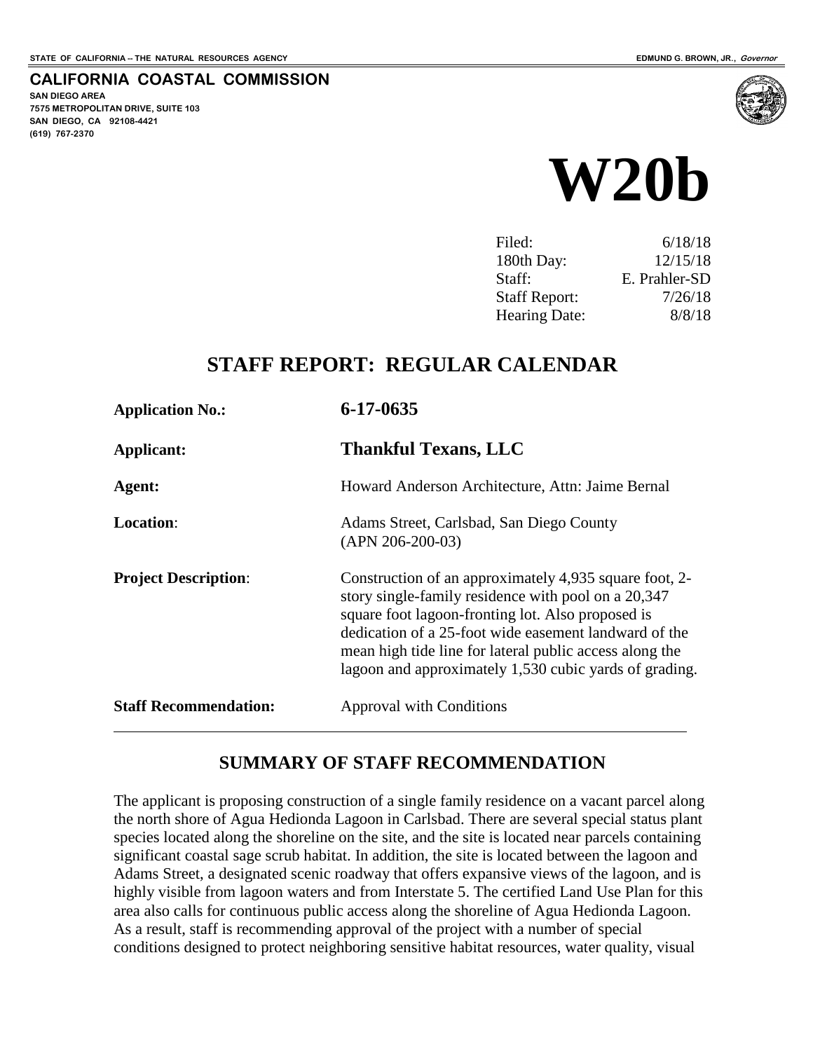STATE OF CALIFORNIA -- THE NATURAL RESOURCES AGENCY

EDMUND G. BROWN, JR., *Governor*

**CALIFORNIA COASTAL COMMISSION**
**SAN DIEGO AREA**
**7575 METROPOLITAN DRIVE, SUITE 103**
**SAN DIEGO, CA 92108-4421**
**(619) 767-2370**

# W20b

| | |
|---|---|
| Filed: | 6/18/18 |
| 180th Day: | 12/15/18 |
| Staff: | E. Prahler-SD |
| Staff Report: | 7/26/18 |
| Hearing Date: | 8/8/18 |

## STAFF REPORT: REGULAR CALENDAR

| | |
|---|---|
| **Application No.:** | **6-17-0635** |
| **Applicant:** | **Thankful Texans, LLC** |
| **Agent:** | Howard Anderson Architecture, Attn: Jaime Bernal |
| **Location**: | Adams Street, Carlsbad, San Diego County (APN 206-200-03) |
| **Project Description**: | Construction of an approximately 4,935 square foot, 2-story single-family residence with pool on a 20,347 square foot lagoon-fronting lot. Also proposed is dedication of a 25-foot wide easement landward of the mean high tide line for lateral public access along the lagoon and approximately 1,530 cubic yards of grading. |
| **Staff Recommendation:** | Approval with Conditions |

## SUMMARY OF STAFF RECOMMENDATION

The applicant is proposing construction of a single family residence on a vacant parcel along the north shore of Agua Hedionda Lagoon in Carlsbad. There are several special status plant species located along the shoreline on the site, and the site is located near parcels containing significant coastal sage scrub habitat. In addition, the site is located between the lagoon and Adams Street, a designated scenic roadway that offers expansive views of the lagoon, and is highly visible from lagoon waters and from Interstate 5. The certified Land Use Plan for this area also calls for continuous public access along the shoreline of Agua Hedionda Lagoon. As a result, staff is recommending approval of the project with a number of special conditions designed to protect neighboring sensitive habitat resources, water quality, visual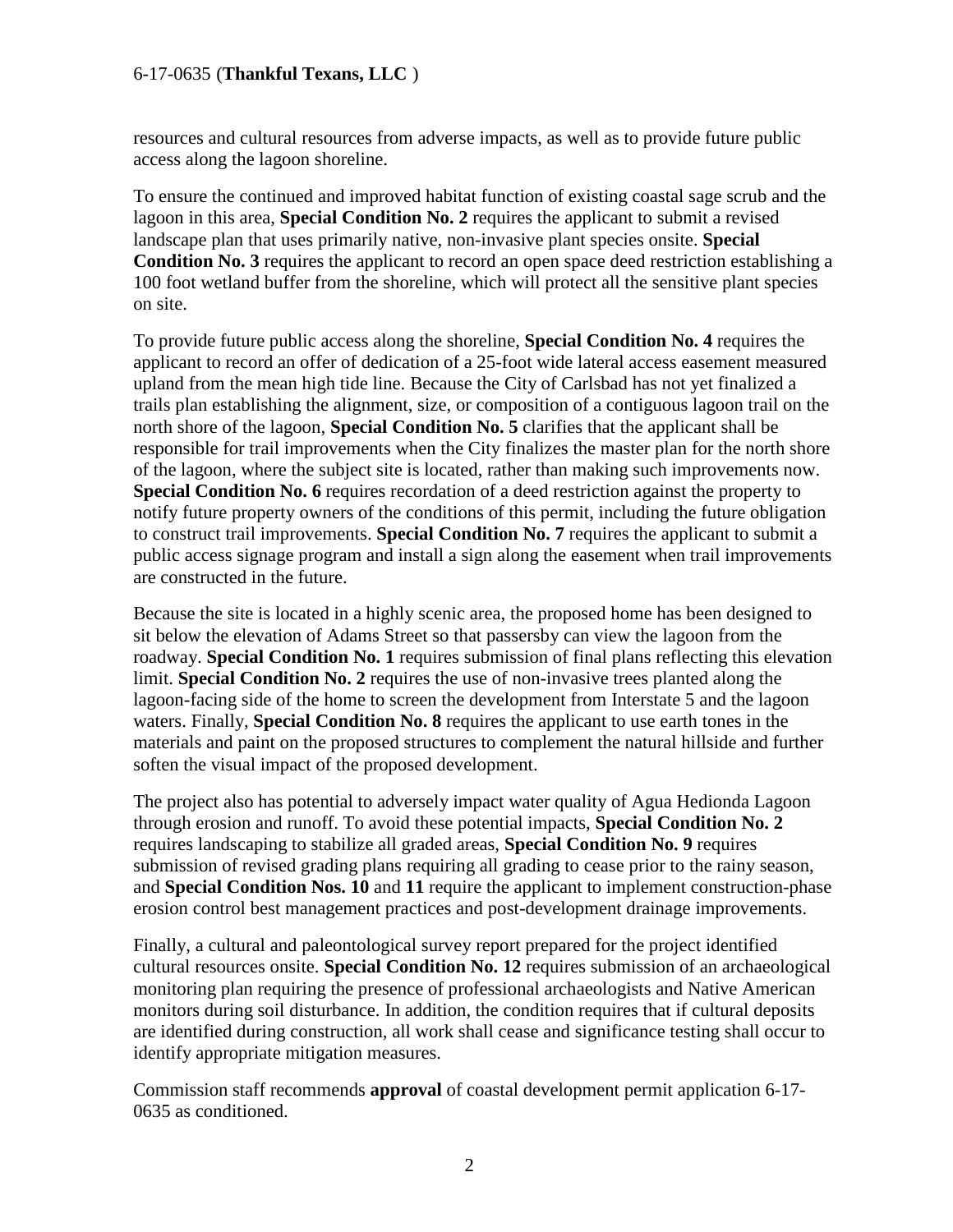resources and cultural resources from adverse impacts, as well as to provide future public access along the lagoon shoreline.

To ensure the continued and improved habitat function of existing coastal sage scrub and the lagoon in this area, **Special Condition No. 2** requires the applicant to submit a revised landscape plan that uses primarily native, non-invasive plant species onsite. **Special Condition No. 3** requires the applicant to record an open space deed restriction establishing a 100 foot wetland buffer from the shoreline, which will protect all the sensitive plant species on site.

To provide future public access along the shoreline, **Special Condition No. 4** requires the applicant to record an offer of dedication of a 25-foot wide lateral access easement measured upland from the mean high tide line. Because the City of Carlsbad has not yet finalized a trails plan establishing the alignment, size, or composition of a contiguous lagoon trail on the north shore of the lagoon, **Special Condition No. 5** clarifies that the applicant shall be responsible for trail improvements when the City finalizes the master plan for the north shore of the lagoon, where the subject site is located, rather than making such improvements now. **Special Condition No. 6** requires recordation of a deed restriction against the property to notify future property owners of the conditions of this permit, including the future obligation to construct trail improvements. **Special Condition No. 7** requires the applicant to submit a public access signage program and install a sign along the easement when trail improvements are constructed in the future.

Because the site is located in a highly scenic area, the proposed home has been designed to sit below the elevation of Adams Street so that passersby can view the lagoon from the roadway. **Special Condition No. 1** requires submission of final plans reflecting this elevation limit. **Special Condition No. 2** requires the use of non-invasive trees planted along the lagoon-facing side of the home to screen the development from Interstate 5 and the lagoon waters. Finally, **Special Condition No. 8** requires the applicant to use earth tones in the materials and paint on the proposed structures to complement the natural hillside and further soften the visual impact of the proposed development.

The project also has potential to adversely impact water quality of Agua Hedionda Lagoon through erosion and runoff. To avoid these potential impacts, **Special Condition No. 2** requires landscaping to stabilize all graded areas, **Special Condition No. 9** requires submission of revised grading plans requiring all grading to cease prior to the rainy season, and **Special Condition Nos. 10** and **11** require the applicant to implement construction-phase erosion control best management practices and post-development drainage improvements.

Finally, a cultural and paleontological survey report prepared for the project identified cultural resources onsite. **Special Condition No. 12** requires submission of an archaeological monitoring plan requiring the presence of professional archaeologists and Native American monitors during soil disturbance. In addition, the condition requires that if cultural deposits are identified during construction, all work shall cease and significance testing shall occur to identify appropriate mitigation measures.

Commission staff recommends **approval** of coastal development permit application 6-17-0635 as conditioned.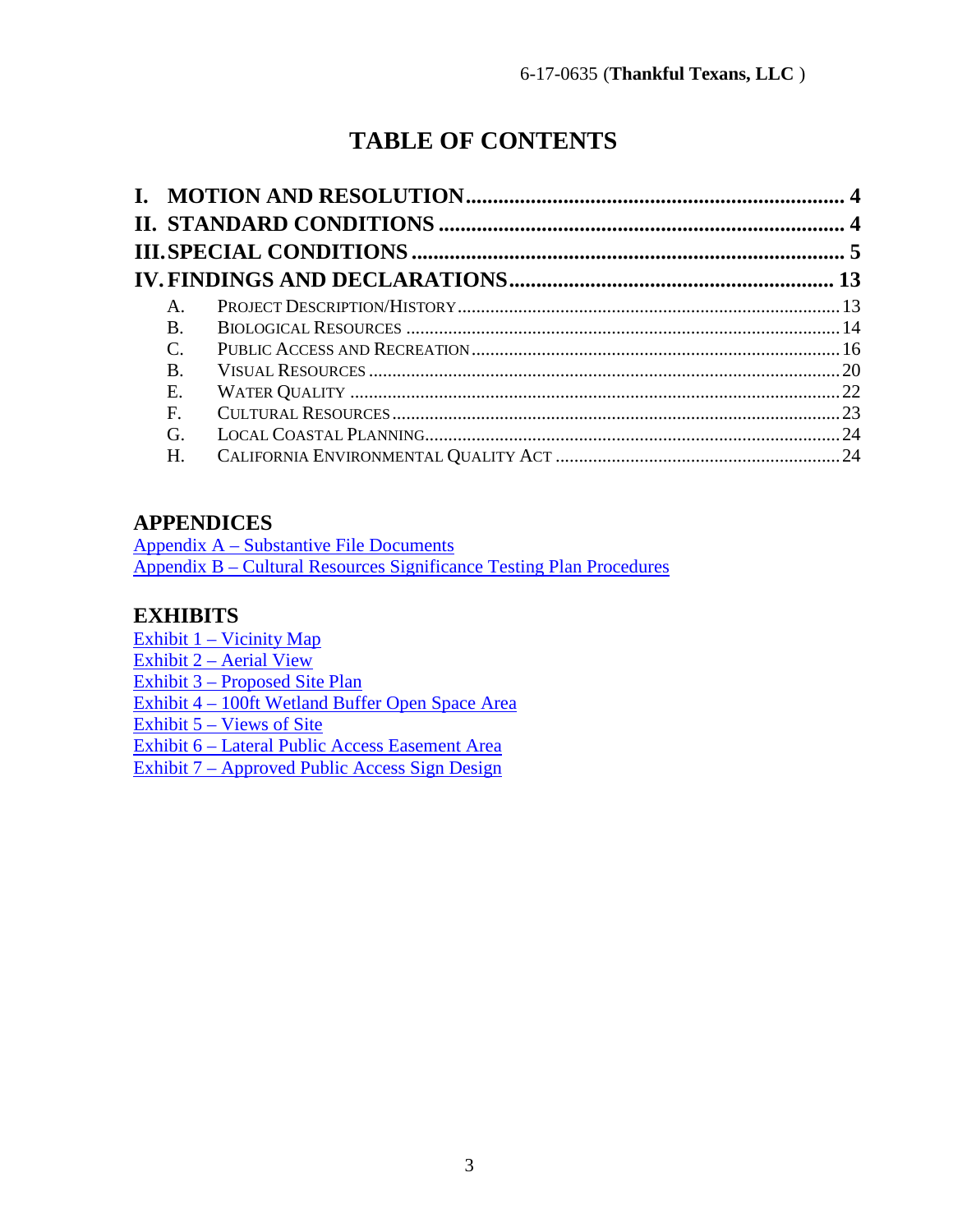# TABLE OF CONTENTS

**I. MOTION AND RESOLUTION ..... 4**

**II. STANDARD CONDITIONS ..... 4**

**III. SPECIAL CONDITIONS ..... 5**

**IV. FINDINGS AND DECLARATIONS ..... 13**

- A. PROJECT DESCRIPTION/HISTORY ..... 13
- B. BIOLOGICAL RESOURCES ..... 14
- C. PUBLIC ACCESS AND RECREATION ..... 16
- B. VISUAL RESOURCES ..... 20
- E. WATER QUALITY ..... 22
- F. CULTURAL RESOURCES ..... 23
- G. LOCAL COASTAL PLANNING ..... 24
- H. CALIFORNIA ENVIRONMENTAL QUALITY ACT ..... 24

## APPENDICES

Appendix A – Substantive File Documents
Appendix B – Cultural Resources Significance Testing Plan Procedures

## EXHIBITS

Exhibit 1 – Vicinity Map
Exhibit 2 – Aerial View
Exhibit 3 – Proposed Site Plan
Exhibit 4 – 100ft Wetland Buffer Open Space Area
Exhibit 5 – Views of Site
Exhibit 6 – Lateral Public Access Easement Area
Exhibit 7 – Approved Public Access Sign Design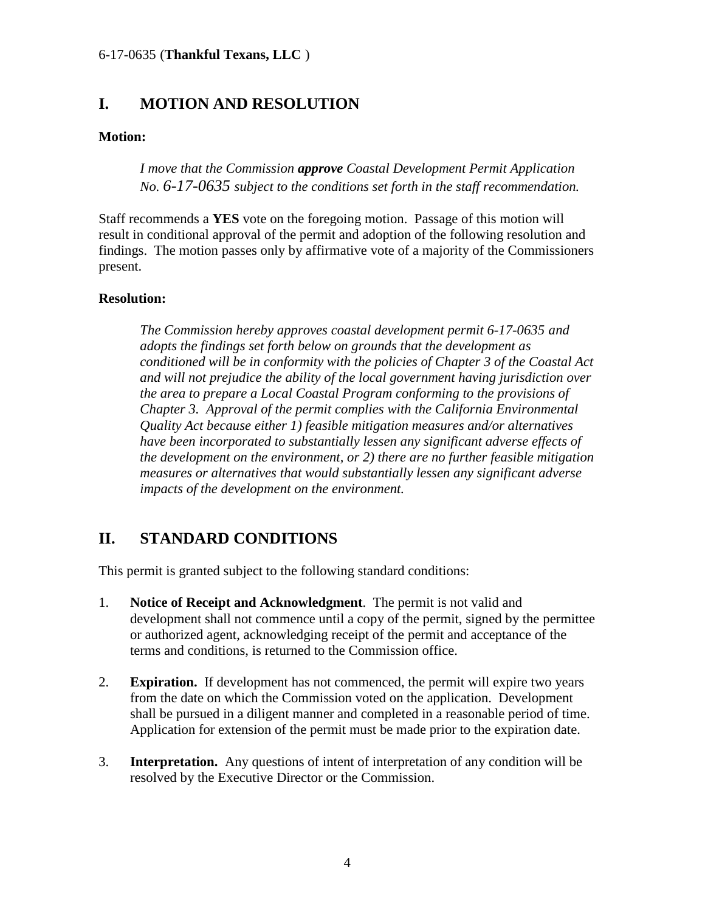## I. MOTION AND RESOLUTION

**Motion:**

> *I move that the Commission* ***approve*** *Coastal Development Permit Application No. 6-17-0635 subject to the conditions set forth in the staff recommendation.*

Staff recommends a **YES** vote on the foregoing motion. Passage of this motion will result in conditional approval of the permit and adoption of the following resolution and findings. The motion passes only by affirmative vote of a majority of the Commissioners present.

**Resolution:**

> *The Commission hereby approves coastal development permit 6-17-0635 and adopts the findings set forth below on grounds that the development as conditioned will be in conformity with the policies of Chapter 3 of the Coastal Act and will not prejudice the ability of the local government having jurisdiction over the area to prepare a Local Coastal Program conforming to the provisions of Chapter 3. Approval of the permit complies with the California Environmental Quality Act because either 1) feasible mitigation measures and/or alternatives have been incorporated to substantially lessen any significant adverse effects of the development on the environment, or 2) there are no further feasible mitigation measures or alternatives that would substantially lessen any significant adverse impacts of the development on the environment.*

## II. STANDARD CONDITIONS

This permit is granted subject to the following standard conditions:

1. **Notice of Receipt and Acknowledgment**. The permit is not valid and development shall not commence until a copy of the permit, signed by the permittee or authorized agent, acknowledging receipt of the permit and acceptance of the terms and conditions, is returned to the Commission office.

2. **Expiration.** If development has not commenced, the permit will expire two years from the date on which the Commission voted on the application. Development shall be pursued in a diligent manner and completed in a reasonable period of time. Application for extension of the permit must be made prior to the expiration date.

3. **Interpretation.** Any questions of intent of interpretation of any condition will be resolved by the Executive Director or the Commission.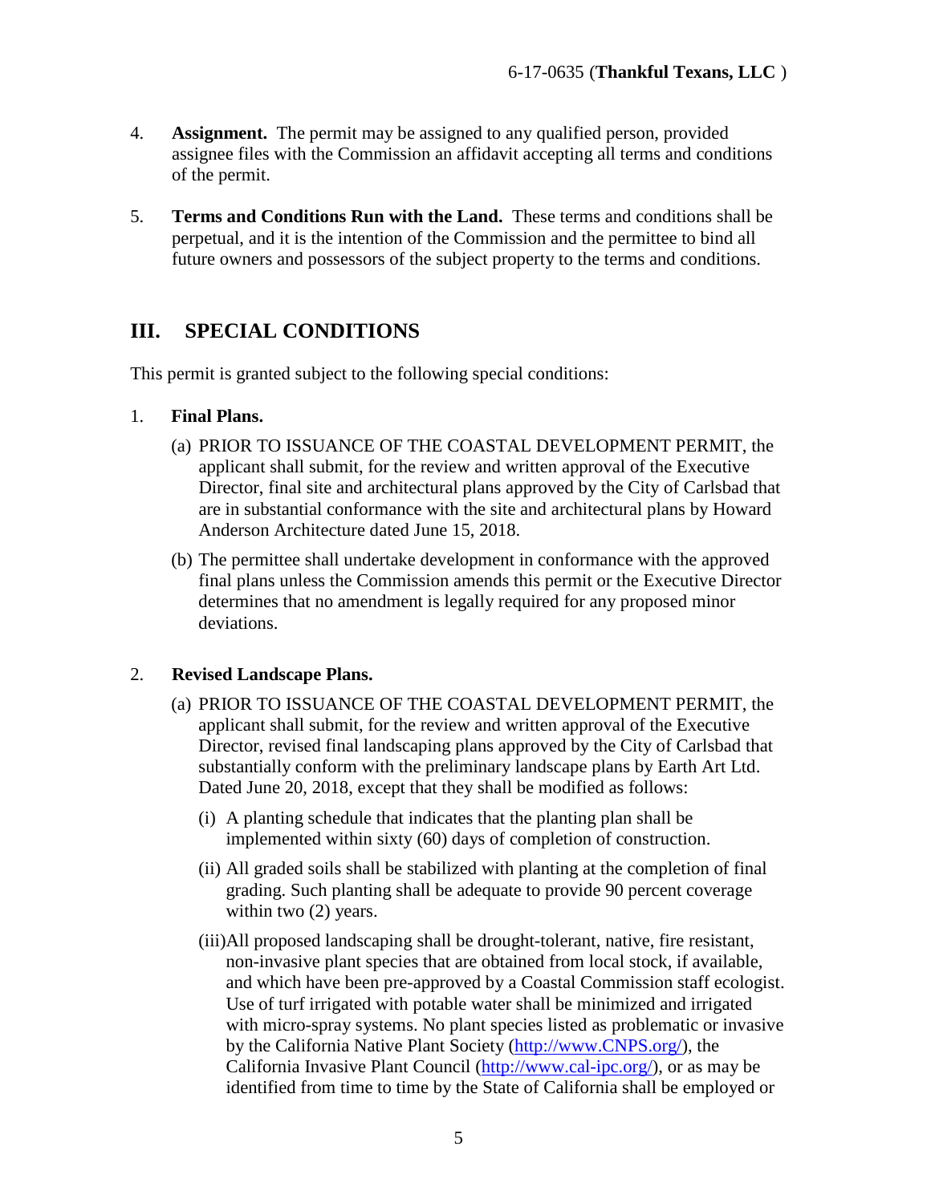4. **Assignment.** The permit may be assigned to any qualified person, provided assignee files with the Commission an affidavit accepting all terms and conditions of the permit.

5. **Terms and Conditions Run with the Land.** These terms and conditions shall be perpetual, and it is the intention of the Commission and the permittee to bind all future owners and possessors of the subject property to the terms and conditions.

## III. SPECIAL CONDITIONS

This permit is granted subject to the following special conditions:

1. **Final Plans.**

   (a) PRIOR TO ISSUANCE OF THE COASTAL DEVELOPMENT PERMIT, the applicant shall submit, for the review and written approval of the Executive Director, final site and architectural plans approved by the City of Carlsbad that are in substantial conformance with the site and architectural plans by Howard Anderson Architecture dated June 15, 2018.

   (b) The permittee shall undertake development in conformance with the approved final plans unless the Commission amends this permit or the Executive Director determines that no amendment is legally required for any proposed minor deviations.

2. **Revised Landscape Plans.**

   (a) PRIOR TO ISSUANCE OF THE COASTAL DEVELOPMENT PERMIT, the applicant shall submit, for the review and written approval of the Executive Director, revised final landscaping plans approved by the City of Carlsbad that substantially conform with the preliminary landscape plans by Earth Art Ltd. Dated June 20, 2018, except that they shall be modified as follows:

      (i) A planting schedule that indicates that the planting plan shall be implemented within sixty (60) days of completion of construction.

      (ii) All graded soils shall be stabilized with planting at the completion of final grading. Such planting shall be adequate to provide 90 percent coverage within two (2) years.

      (iii) All proposed landscaping shall be drought-tolerant, native, fire resistant, non-invasive plant species that are obtained from local stock, if available, and which have been pre-approved by a Coastal Commission staff ecologist. Use of turf irrigated with potable water shall be minimized and irrigated with micro-spray systems. No plant species listed as problematic or invasive by the California Native Plant Society (http://www.CNPS.org/), the California Invasive Plant Council (http://www.cal-ipc.org/), or as may be identified from time to time by the State of California shall be employed or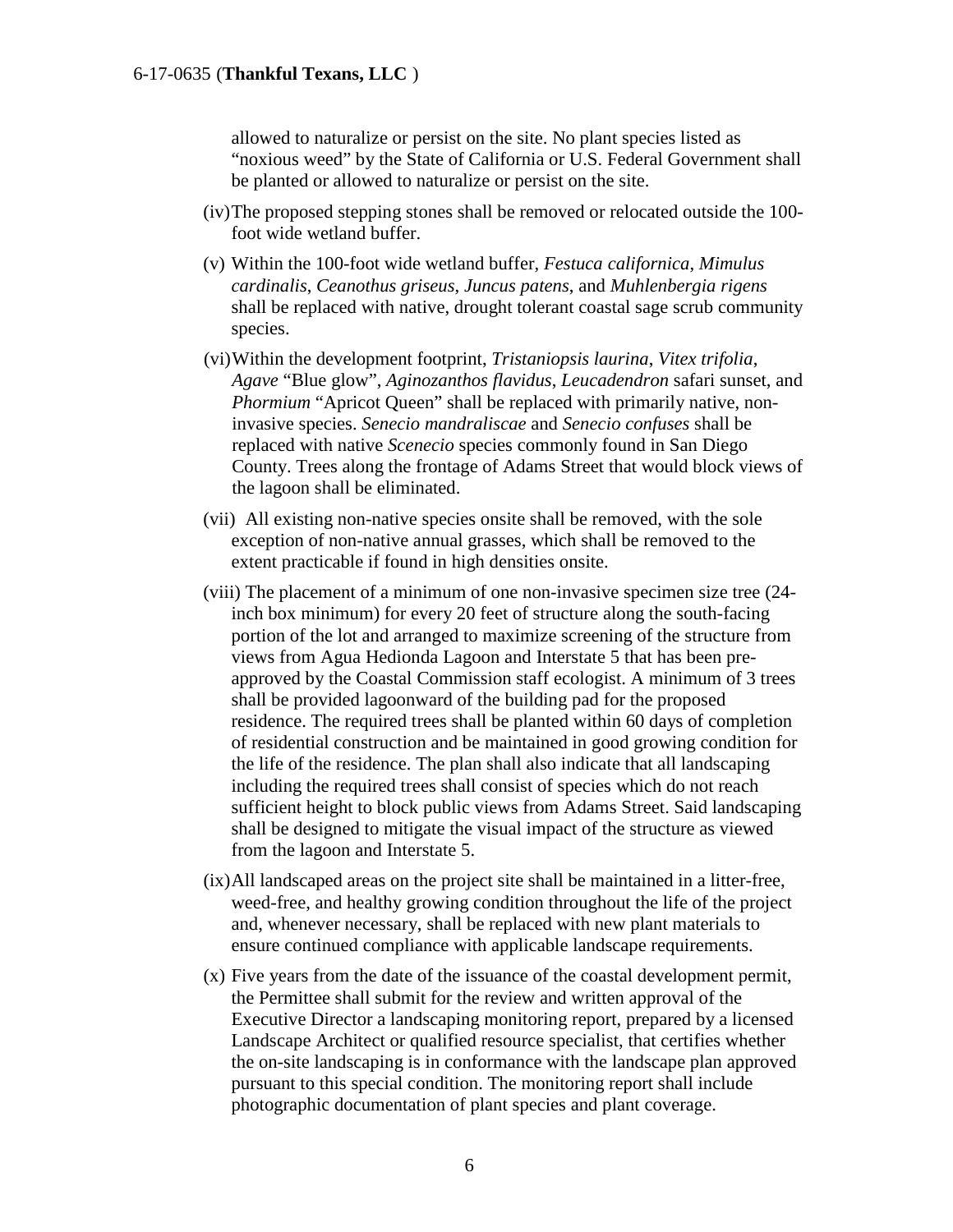allowed to naturalize or persist on the site. No plant species listed as "noxious weed" by the State of California or U.S. Federal Government shall be planted or allowed to naturalize or persist on the site.

(iv) The proposed stepping stones shall be removed or relocated outside the 100-foot wide wetland buffer.

(v) Within the 100-foot wide wetland buffer, *Festuca californica*, *Mimulus cardinalis*, *Ceanothus griseus*, *Juncus patens*, and *Muhlenbergia rigens* shall be replaced with native, drought tolerant coastal sage scrub community species.

(vi) Within the development footprint, *Tristaniopsis laurina*, *Vitex trifolia*, *Agave* "Blue glow", *Aginozanthos flavidus*, *Leucadendron* safari sunset, and *Phormium* "Apricot Queen" shall be replaced with primarily native, non-invasive species. *Senecio mandraliscae* and *Senecio confuses* shall be replaced with native *Scenecio* species commonly found in San Diego County. Trees along the frontage of Adams Street that would block views of the lagoon shall be eliminated.

(vii) All existing non-native species onsite shall be removed, with the sole exception of non-native annual grasses, which shall be removed to the extent practicable if found in high densities onsite.

(viii) The placement of a minimum of one non-invasive specimen size tree (24-inch box minimum) for every 20 feet of structure along the south-facing portion of the lot and arranged to maximize screening of the structure from views from Agua Hedionda Lagoon and Interstate 5 that has been pre-approved by the Coastal Commission staff ecologist. A minimum of 3 trees shall be provided lagoonward of the building pad for the proposed residence. The required trees shall be planted within 60 days of completion of residential construction and be maintained in good growing condition for the life of the residence. The plan shall also indicate that all landscaping including the required trees shall consist of species which do not reach sufficient height to block public views from Adams Street. Said landscaping shall be designed to mitigate the visual impact of the structure as viewed from the lagoon and Interstate 5.

(ix) All landscaped areas on the project site shall be maintained in a litter-free, weed-free, and healthy growing condition throughout the life of the project and, whenever necessary, shall be replaced with new plant materials to ensure continued compliance with applicable landscape requirements.

(x) Five years from the date of the issuance of the coastal development permit, the Permittee shall submit for the review and written approval of the Executive Director a landscaping monitoring report, prepared by a licensed Landscape Architect or qualified resource specialist, that certifies whether the on-site landscaping is in conformance with the landscape plan approved pursuant to this special condition. The monitoring report shall include photographic documentation of plant species and plant coverage.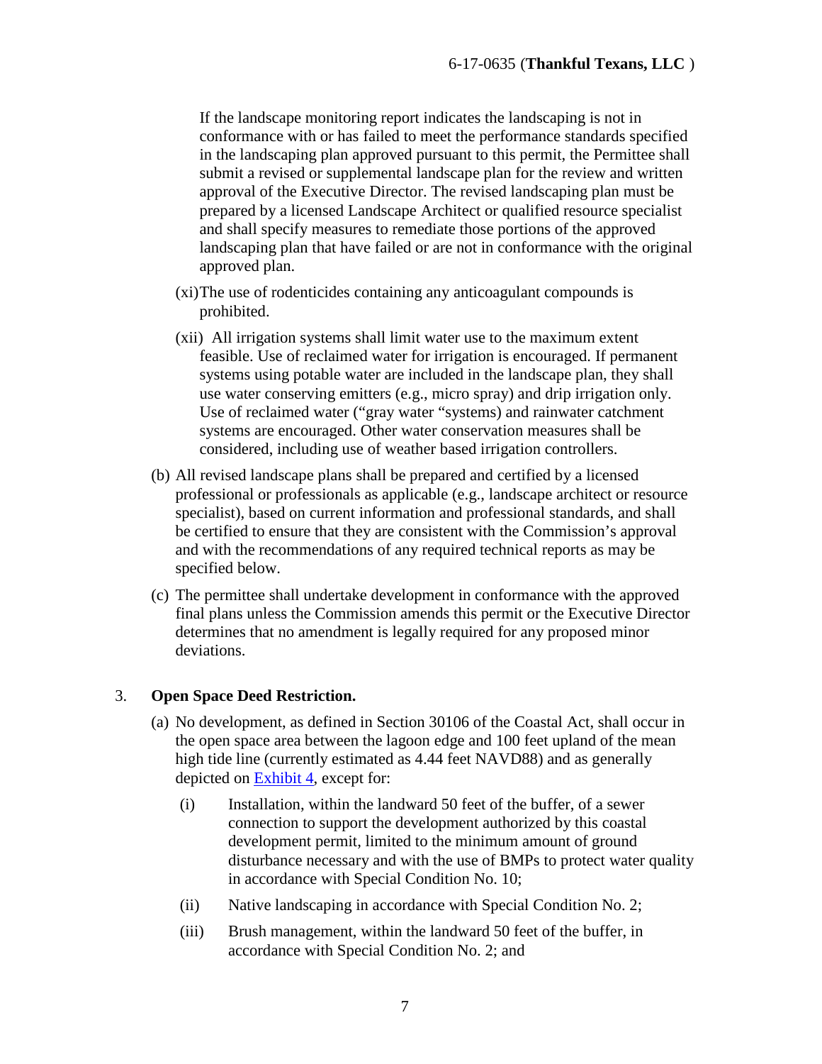If the landscape monitoring report indicates the landscaping is not in conformance with or has failed to meet the performance standards specified in the landscaping plan approved pursuant to this permit, the Permittee shall submit a revised or supplemental landscape plan for the review and written approval of the Executive Director. The revised landscaping plan must be prepared by a licensed Landscape Architect or qualified resource specialist and shall specify measures to remediate those portions of the approved landscaping plan that have failed or are not in conformance with the original approved plan.

(xi) The use of rodenticides containing any anticoagulant compounds is prohibited.

(xii) All irrigation systems shall limit water use to the maximum extent feasible. Use of reclaimed water for irrigation is encouraged. If permanent systems using potable water are included in the landscape plan, they shall use water conserving emitters (e.g., micro spray) and drip irrigation only. Use of reclaimed water ("gray water "systems) and rainwater catchment systems are encouraged. Other water conservation measures shall be considered, including use of weather based irrigation controllers.

(b) All revised landscape plans shall be prepared and certified by a licensed professional or professionals as applicable (e.g., landscape architect or resource specialist), based on current information and professional standards, and shall be certified to ensure that they are consistent with the Commission's approval and with the recommendations of any required technical reports as may be specified below.

(c) The permittee shall undertake development in conformance with the approved final plans unless the Commission amends this permit or the Executive Director determines that no amendment is legally required for any proposed minor deviations.

3. **Open Space Deed Restriction.**

(a) No development, as defined in Section 30106 of the Coastal Act, shall occur in the open space area between the lagoon edge and 100 feet upland of the mean high tide line (currently estimated as 4.44 feet NAVD88) and as generally depicted on Exhibit 4, except for:

(i) Installation, within the landward 50 feet of the buffer, of a sewer connection to support the development authorized by this coastal development permit, limited to the minimum amount of ground disturbance necessary and with the use of BMPs to protect water quality in accordance with Special Condition No. 10;

(ii) Native landscaping in accordance with Special Condition No. 2;

(iii) Brush management, within the landward 50 feet of the buffer, in accordance with Special Condition No. 2; and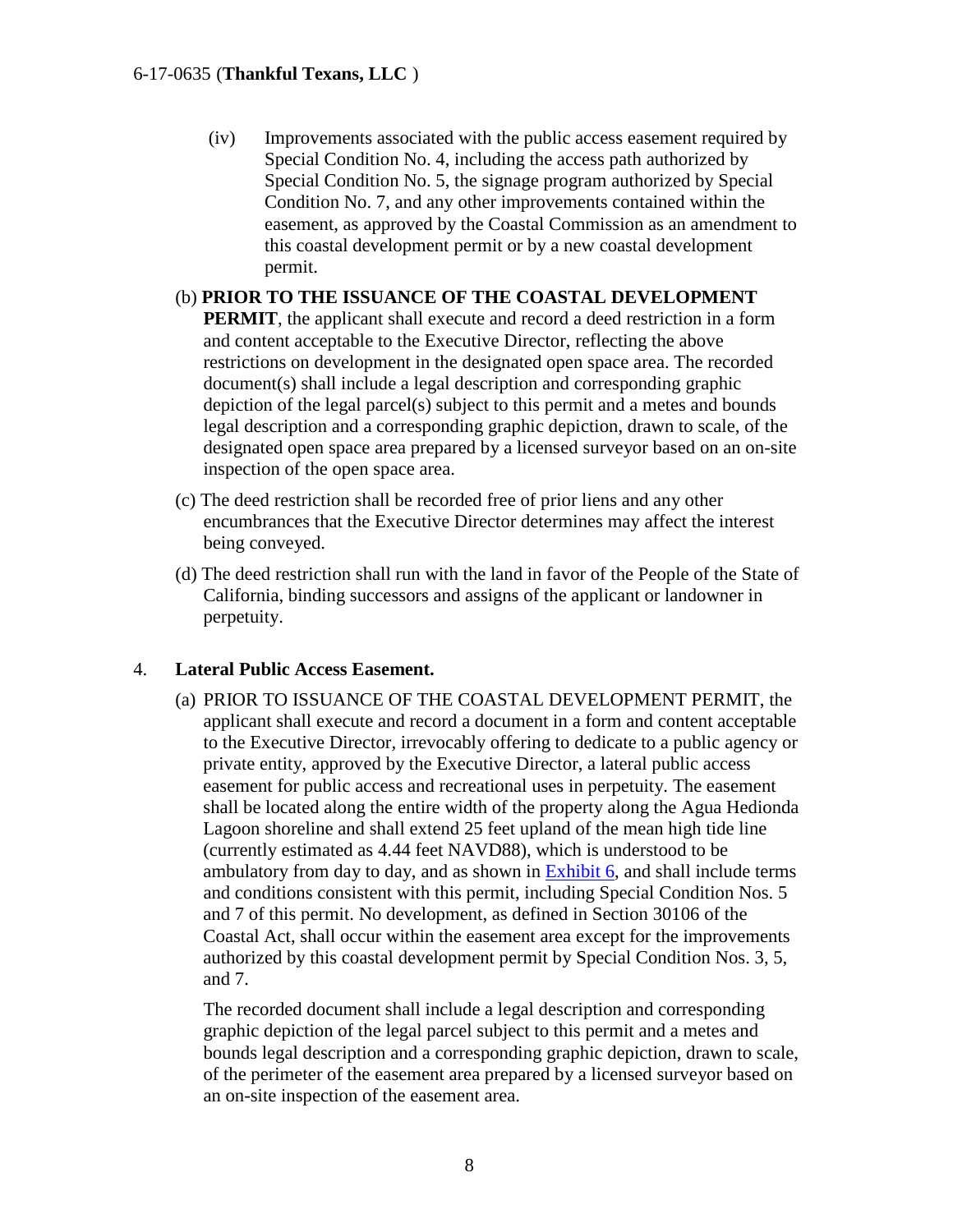(iv) Improvements associated with the public access easement required by Special Condition No. 4, including the access path authorized by Special Condition No. 5, the signage program authorized by Special Condition No. 7, and any other improvements contained within the easement, as approved by the Coastal Commission as an amendment to this coastal development permit or by a new coastal development permit.

(b) **PRIOR TO THE ISSUANCE OF THE COASTAL DEVELOPMENT PERMIT**, the applicant shall execute and record a deed restriction in a form and content acceptable to the Executive Director, reflecting the above restrictions on development in the designated open space area. The recorded document(s) shall include a legal description and corresponding graphic depiction of the legal parcel(s) subject to this permit and a metes and bounds legal description and a corresponding graphic depiction, drawn to scale, of the designated open space area prepared by a licensed surveyor based on an on-site inspection of the open space area.

(c) The deed restriction shall be recorded free of prior liens and any other encumbrances that the Executive Director determines may affect the interest being conveyed.

(d) The deed restriction shall run with the land in favor of the People of the State of California, binding successors and assigns of the applicant or landowner in perpetuity.

4. **Lateral Public Access Easement.**

(a) PRIOR TO ISSUANCE OF THE COASTAL DEVELOPMENT PERMIT, the applicant shall execute and record a document in a form and content acceptable to the Executive Director, irrevocably offering to dedicate to a public agency or private entity, approved by the Executive Director, a lateral public access easement for public access and recreational uses in perpetuity. The easement shall be located along the entire width of the property along the Agua Hedionda Lagoon shoreline and shall extend 25 feet upland of the mean high tide line (currently estimated as 4.44 feet NAVD88), which is understood to be ambulatory from day to day, and as shown in Exhibit 6, and shall include terms and conditions consistent with this permit, including Special Condition Nos. 5 and 7 of this permit. No development, as defined in Section 30106 of the Coastal Act, shall occur within the easement area except for the improvements authorized by this coastal development permit by Special Condition Nos. 3, 5, and 7.

The recorded document shall include a legal description and corresponding graphic depiction of the legal parcel subject to this permit and a metes and bounds legal description and a corresponding graphic depiction, drawn to scale, of the perimeter of the easement area prepared by a licensed surveyor based on an on-site inspection of the easement area.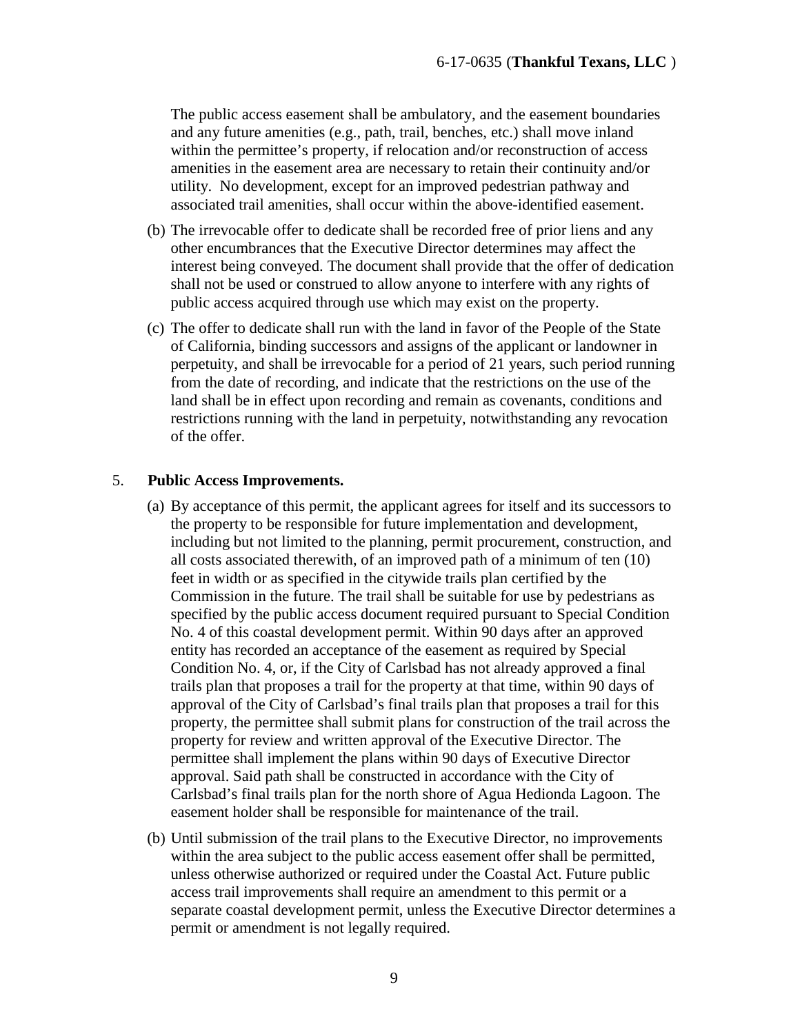The public access easement shall be ambulatory, and the easement boundaries and any future amenities (e.g., path, trail, benches, etc.) shall move inland within the permittee's property, if relocation and/or reconstruction of access amenities in the easement area are necessary to retain their continuity and/or utility. No development, except for an improved pedestrian pathway and associated trail amenities, shall occur within the above-identified easement.

(b) The irrevocable offer to dedicate shall be recorded free of prior liens and any other encumbrances that the Executive Director determines may affect the interest being conveyed. The document shall provide that the offer of dedication shall not be used or construed to allow anyone to interfere with any rights of public access acquired through use which may exist on the property.

(c) The offer to dedicate shall run with the land in favor of the People of the State of California, binding successors and assigns of the applicant or landowner in perpetuity, and shall be irrevocable for a period of 21 years, such period running from the date of recording, and indicate that the restrictions on the use of the land shall be in effect upon recording and remain as covenants, conditions and restrictions running with the land in perpetuity, notwithstanding any revocation of the offer.

5. **Public Access Improvements.**

(a) By acceptance of this permit, the applicant agrees for itself and its successors to the property to be responsible for future implementation and development, including but not limited to the planning, permit procurement, construction, and all costs associated therewith, of an improved path of a minimum of ten (10) feet in width or as specified in the citywide trails plan certified by the Commission in the future. The trail shall be suitable for use by pedestrians as specified by the public access document required pursuant to Special Condition No. 4 of this coastal development permit. Within 90 days after an approved entity has recorded an acceptance of the easement as required by Special Condition No. 4, or, if the City of Carlsbad has not already approved a final trails plan that proposes a trail for the property at that time, within 90 days of approval of the City of Carlsbad's final trails plan that proposes a trail for this property, the permittee shall submit plans for construction of the trail across the property for review and written approval of the Executive Director. The permittee shall implement the plans within 90 days of Executive Director approval. Said path shall be constructed in accordance with the City of Carlsbad's final trails plan for the north shore of Agua Hedionda Lagoon. The easement holder shall be responsible for maintenance of the trail.

(b) Until submission of the trail plans to the Executive Director, no improvements within the area subject to the public access easement offer shall be permitted, unless otherwise authorized or required under the Coastal Act. Future public access trail improvements shall require an amendment to this permit or a separate coastal development permit, unless the Executive Director determines a permit or amendment is not legally required.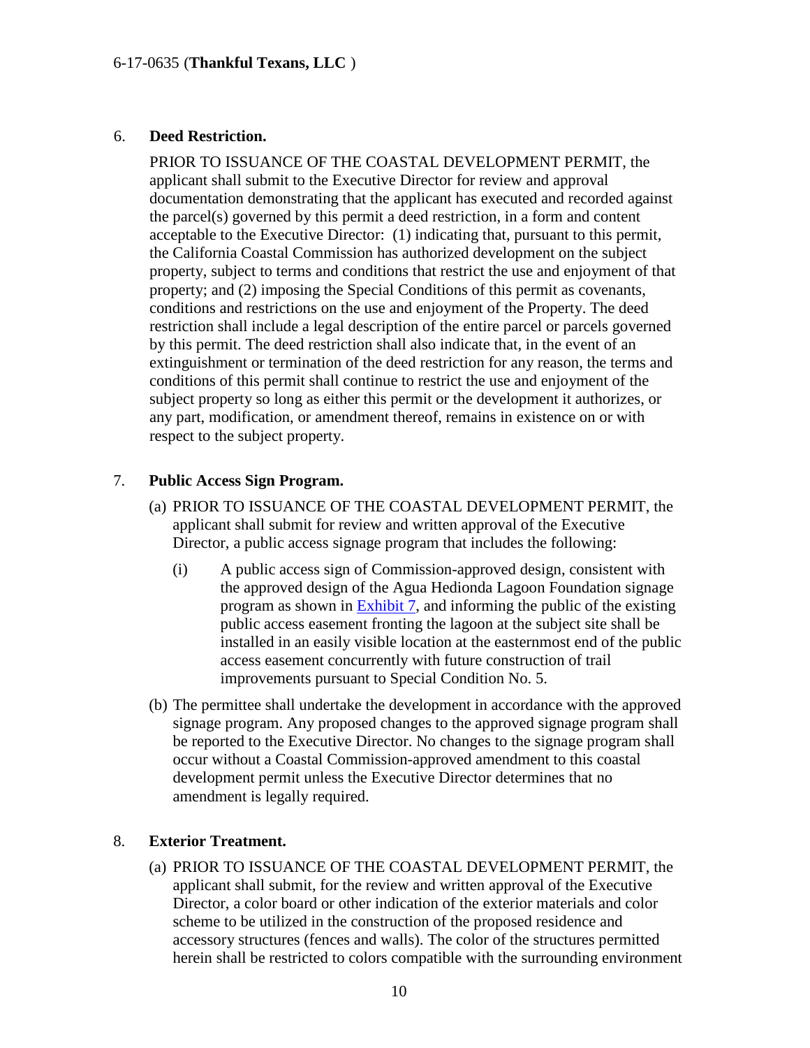6. **Deed Restriction.**

   PRIOR TO ISSUANCE OF THE COASTAL DEVELOPMENT PERMIT, the applicant shall submit to the Executive Director for review and approval documentation demonstrating that the applicant has executed and recorded against the parcel(s) governed by this permit a deed restriction, in a form and content acceptable to the Executive Director: (1) indicating that, pursuant to this permit, the California Coastal Commission has authorized development on the subject property, subject to terms and conditions that restrict the use and enjoyment of that property; and (2) imposing the Special Conditions of this permit as covenants, conditions and restrictions on the use and enjoyment of the Property. The deed restriction shall include a legal description of the entire parcel or parcels governed by this permit. The deed restriction shall also indicate that, in the event of an extinguishment or termination of the deed restriction for any reason, the terms and conditions of this permit shall continue to restrict the use and enjoyment of the subject property so long as either this permit or the development it authorizes, or any part, modification, or amendment thereof, remains in existence on or with respect to the subject property.

7. **Public Access Sign Program.**

   (a) PRIOR TO ISSUANCE OF THE COASTAL DEVELOPMENT PERMIT, the applicant shall submit for review and written approval of the Executive Director, a public access signage program that includes the following:

   (i) A public access sign of Commission-approved design, consistent with the approved design of the Agua Hedionda Lagoon Foundation signage program as shown in Exhibit 7, and informing the public of the existing public access easement fronting the lagoon at the subject site shall be installed in an easily visible location at the easternmost end of the public access easement concurrently with future construction of trail improvements pursuant to Special Condition No. 5.

   (b) The permittee shall undertake the development in accordance with the approved signage program. Any proposed changes to the approved signage program shall be reported to the Executive Director. No changes to the signage program shall occur without a Coastal Commission-approved amendment to this coastal development permit unless the Executive Director determines that no amendment is legally required.

8. **Exterior Treatment.**

   (a) PRIOR TO ISSUANCE OF THE COASTAL DEVELOPMENT PERMIT, the applicant shall submit, for the review and written approval of the Executive Director, a color board or other indication of the exterior materials and color scheme to be utilized in the construction of the proposed residence and accessory structures (fences and walls). The color of the structures permitted herein shall be restricted to colors compatible with the surrounding environment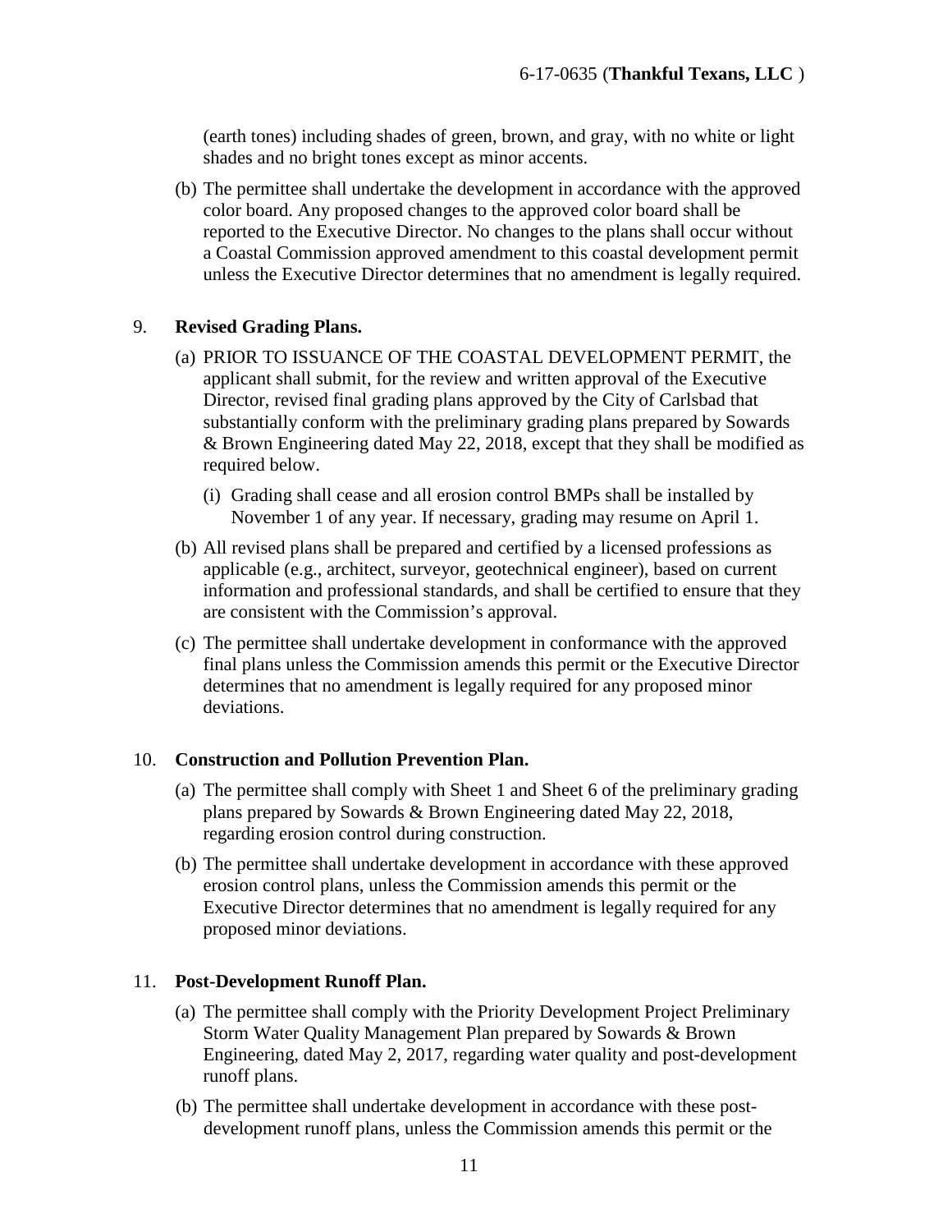(earth tones) including shades of green, brown, and gray, with no white or light shades and no bright tones except as minor accents.

(b) The permittee shall undertake the development in accordance with the approved color board. Any proposed changes to the approved color board shall be reported to the Executive Director. No changes to the plans shall occur without a Coastal Commission approved amendment to this coastal development permit unless the Executive Director determines that no amendment is legally required.

9. **Revised Grading Plans.**

(a) PRIOR TO ISSUANCE OF THE COASTAL DEVELOPMENT PERMIT, the applicant shall submit, for the review and written approval of the Executive Director, revised final grading plans approved by the City of Carlsbad that substantially conform with the preliminary grading plans prepared by Sowards & Brown Engineering dated May 22, 2018, except that they shall be modified as required below.

(i) Grading shall cease and all erosion control BMPs shall be installed by November 1 of any year. If necessary, grading may resume on April 1.

(b) All revised plans shall be prepared and certified by a licensed professions as applicable (e.g., architect, surveyor, geotechnical engineer), based on current information and professional standards, and shall be certified to ensure that they are consistent with the Commission's approval.

(c) The permittee shall undertake development in conformance with the approved final plans unless the Commission amends this permit or the Executive Director determines that no amendment is legally required for any proposed minor deviations.

10. **Construction and Pollution Prevention Plan.**

(a) The permittee shall comply with Sheet 1 and Sheet 6 of the preliminary grading plans prepared by Sowards & Brown Engineering dated May 22, 2018, regarding erosion control during construction.

(b) The permittee shall undertake development in accordance with these approved erosion control plans, unless the Commission amends this permit or the Executive Director determines that no amendment is legally required for any proposed minor deviations.

11. **Post-Development Runoff Plan.**

(a) The permittee shall comply with the Priority Development Project Preliminary Storm Water Quality Management Plan prepared by Sowards & Brown Engineering, dated May 2, 2017, regarding water quality and post-development runoff plans.

(b) The permittee shall undertake development in accordance with these post-development runoff plans, unless the Commission amends this permit or the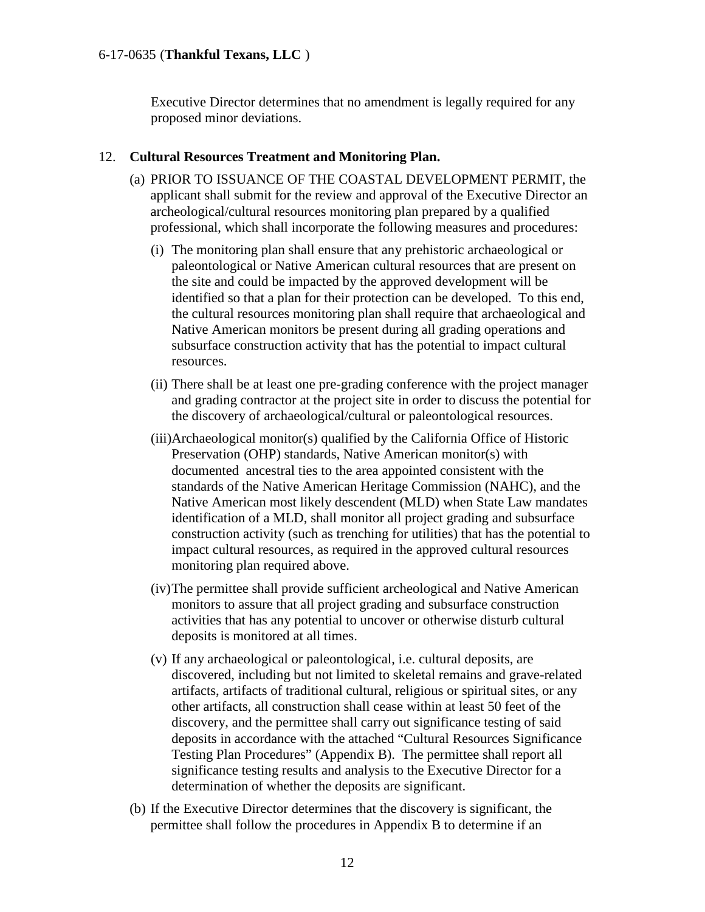Executive Director determines that no amendment is legally required for any proposed minor deviations.

12. **Cultural Resources Treatment and Monitoring Plan.**

    (a) PRIOR TO ISSUANCE OF THE COASTAL DEVELOPMENT PERMIT, the applicant shall submit for the review and approval of the Executive Director an archeological/cultural resources monitoring plan prepared by a qualified professional, which shall incorporate the following measures and procedures:

    (i) The monitoring plan shall ensure that any prehistoric archaeological or paleontological or Native American cultural resources that are present on the site and could be impacted by the approved development will be identified so that a plan for their protection can be developed. To this end, the cultural resources monitoring plan shall require that archaeological and Native American monitors be present during all grading operations and subsurface construction activity that has the potential to impact cultural resources.

    (ii) There shall be at least one pre-grading conference with the project manager and grading contractor at the project site in order to discuss the potential for the discovery of archaeological/cultural or paleontological resources.

    (iii) Archaeological monitor(s) qualified by the California Office of Historic Preservation (OHP) standards, Native American monitor(s) with documented ancestral ties to the area appointed consistent with the standards of the Native American Heritage Commission (NAHC), and the Native American most likely descendent (MLD) when State Law mandates identification of a MLD, shall monitor all project grading and subsurface construction activity (such as trenching for utilities) that has the potential to impact cultural resources, as required in the approved cultural resources monitoring plan required above.

    (iv) The permittee shall provide sufficient archeological and Native American monitors to assure that all project grading and subsurface construction activities that has any potential to uncover or otherwise disturb cultural deposits is monitored at all times.

    (v) If any archaeological or paleontological, i.e. cultural deposits, are discovered, including but not limited to skeletal remains and grave-related artifacts, artifacts of traditional cultural, religious or spiritual sites, or any other artifacts, all construction shall cease within at least 50 feet of the discovery, and the permittee shall carry out significance testing of said deposits in accordance with the attached "Cultural Resources Significance Testing Plan Procedures" (Appendix B). The permittee shall report all significance testing results and analysis to the Executive Director for a determination of whether the deposits are significant.

    (b) If the Executive Director determines that the discovery is significant, the permittee shall follow the procedures in Appendix B to determine if an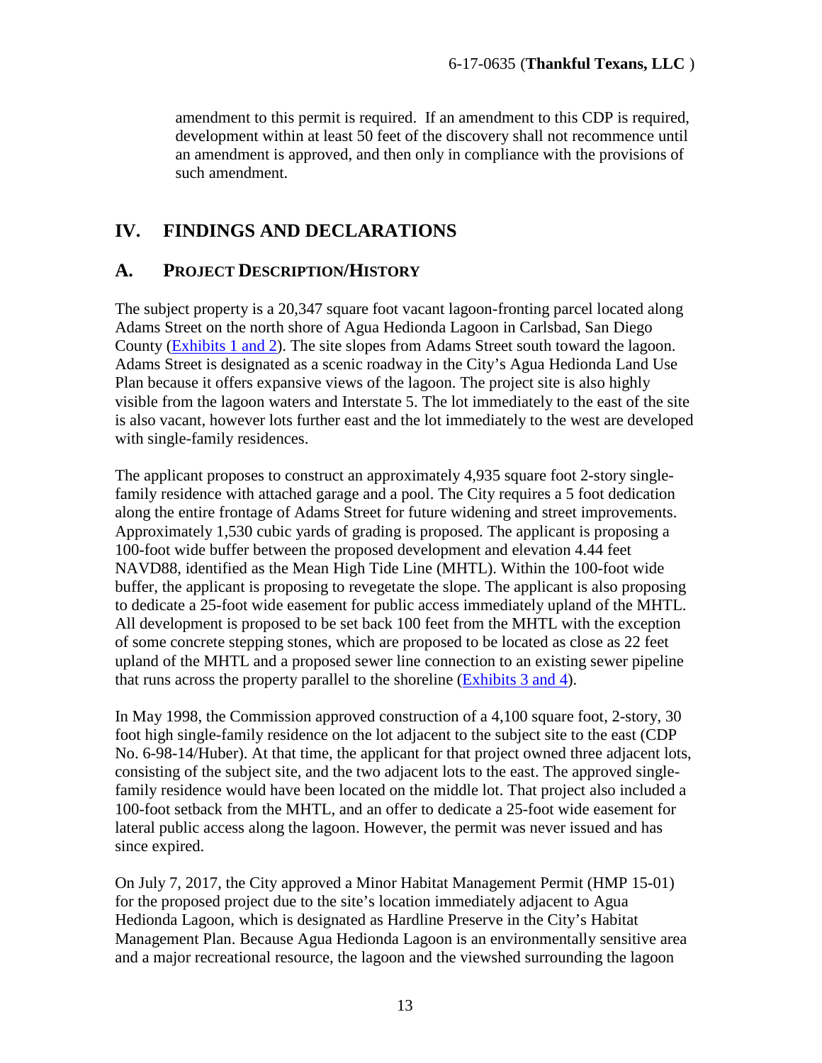amendment to this permit is required. If an amendment to this CDP is required, development within at least 50 feet of the discovery shall not recommence until an amendment is approved, and then only in compliance with the provisions of such amendment.

# IV. FINDINGS AND DECLARATIONS

## A. PROJECT DESCRIPTION/HISTORY

The subject property is a 20,347 square foot vacant lagoon-fronting parcel located along Adams Street on the north shore of Agua Hedionda Lagoon in Carlsbad, San Diego County (Exhibits 1 and 2). The site slopes from Adams Street south toward the lagoon. Adams Street is designated as a scenic roadway in the City's Agua Hedionda Land Use Plan because it offers expansive views of the lagoon. The project site is also highly visible from the lagoon waters and Interstate 5. The lot immediately to the east of the site is also vacant, however lots further east and the lot immediately to the west are developed with single-family residences.

The applicant proposes to construct an approximately 4,935 square foot 2-story single-family residence with attached garage and a pool. The City requires a 5 foot dedication along the entire frontage of Adams Street for future widening and street improvements. Approximately 1,530 cubic yards of grading is proposed. The applicant is proposing a 100-foot wide buffer between the proposed development and elevation 4.44 feet NAVD88, identified as the Mean High Tide Line (MHTL). Within the 100-foot wide buffer, the applicant is proposing to revegetate the slope. The applicant is also proposing to dedicate a 25-foot wide easement for public access immediately upland of the MHTL. All development is proposed to be set back 100 feet from the MHTL with the exception of some concrete stepping stones, which are proposed to be located as close as 22 feet upland of the MHTL and a proposed sewer line connection to an existing sewer pipeline that runs across the property parallel to the shoreline (Exhibits 3 and 4).

In May 1998, the Commission approved construction of a 4,100 square foot, 2-story, 30 foot high single-family residence on the lot adjacent to the subject site to the east (CDP No. 6-98-14/Huber). At that time, the applicant for that project owned three adjacent lots, consisting of the subject site, and the two adjacent lots to the east. The approved single-family residence would have been located on the middle lot. That project also included a 100-foot setback from the MHTL, and an offer to dedicate a 25-foot wide easement for lateral public access along the lagoon. However, the permit was never issued and has since expired.

On July 7, 2017, the City approved a Minor Habitat Management Permit (HMP 15-01) for the proposed project due to the site's location immediately adjacent to Agua Hedionda Lagoon, which is designated as Hardline Preserve in the City's Habitat Management Plan. Because Agua Hedionda Lagoon is an environmentally sensitive area and a major recreational resource, the lagoon and the viewshed surrounding the lagoon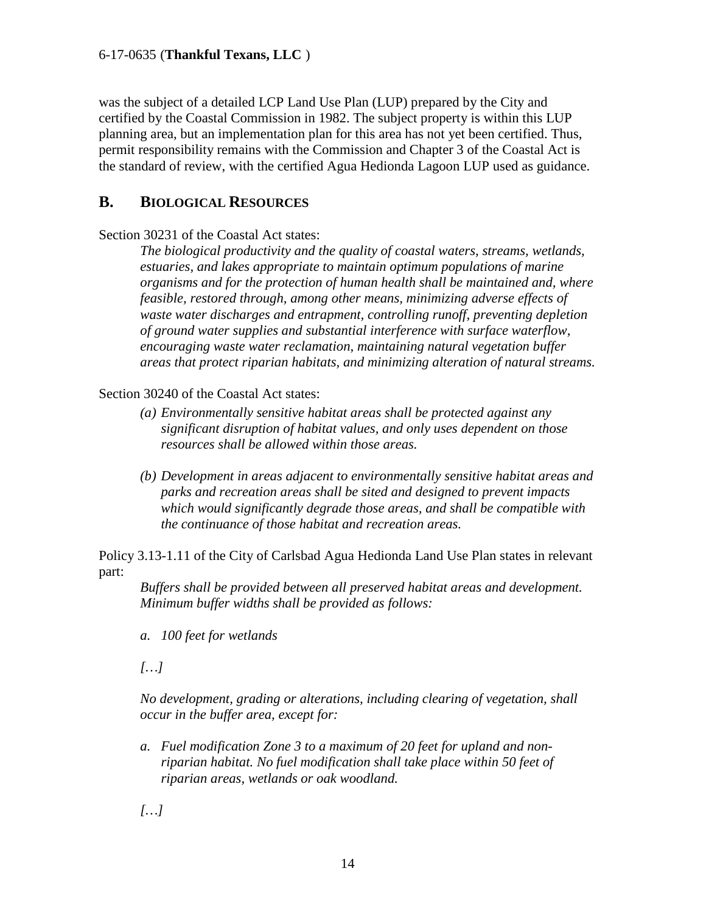was the subject of a detailed LCP Land Use Plan (LUP) prepared by the City and certified by the Coastal Commission in 1982. The subject property is within this LUP planning area, but an implementation plan for this area has not yet been certified. Thus, permit responsibility remains with the Commission and Chapter 3 of the Coastal Act is the standard of review, with the certified Agua Hedionda Lagoon LUP used as guidance.

## B. BIOLOGICAL RESOURCES

Section 30231 of the Coastal Act states:

> *The biological productivity and the quality of coastal waters, streams, wetlands, estuaries, and lakes appropriate to maintain optimum populations of marine organisms and for the protection of human health shall be maintained and, where feasible, restored through, among other means, minimizing adverse effects of waste water discharges and entrapment, controlling runoff, preventing depletion of ground water supplies and substantial interference with surface waterflow, encouraging waste water reclamation, maintaining natural vegetation buffer areas that protect riparian habitats, and minimizing alteration of natural streams.*

Section 30240 of the Coastal Act states:

> *(a) Environmentally sensitive habitat areas shall be protected against any significant disruption of habitat values, and only uses dependent on those resources shall be allowed within those areas.*
>
> *(b) Development in areas adjacent to environmentally sensitive habitat areas and parks and recreation areas shall be sited and designed to prevent impacts which would significantly degrade those areas, and shall be compatible with the continuance of those habitat and recreation areas.*

Policy 3.13-1.11 of the City of Carlsbad Agua Hedionda Land Use Plan states in relevant part:

> *Buffers shall be provided between all preserved habitat areas and development. Minimum buffer widths shall be provided as follows:*
>
> *a. 100 feet for wetlands*
>
> *[…]*
>
> *No development, grading or alterations, including clearing of vegetation, shall occur in the buffer area, except for:*
>
> *a. Fuel modification Zone 3 to a maximum of 20 feet for upland and non-riparian habitat. No fuel modification shall take place within 50 feet of riparian areas, wetlands or oak woodland.*
>
> *[…]*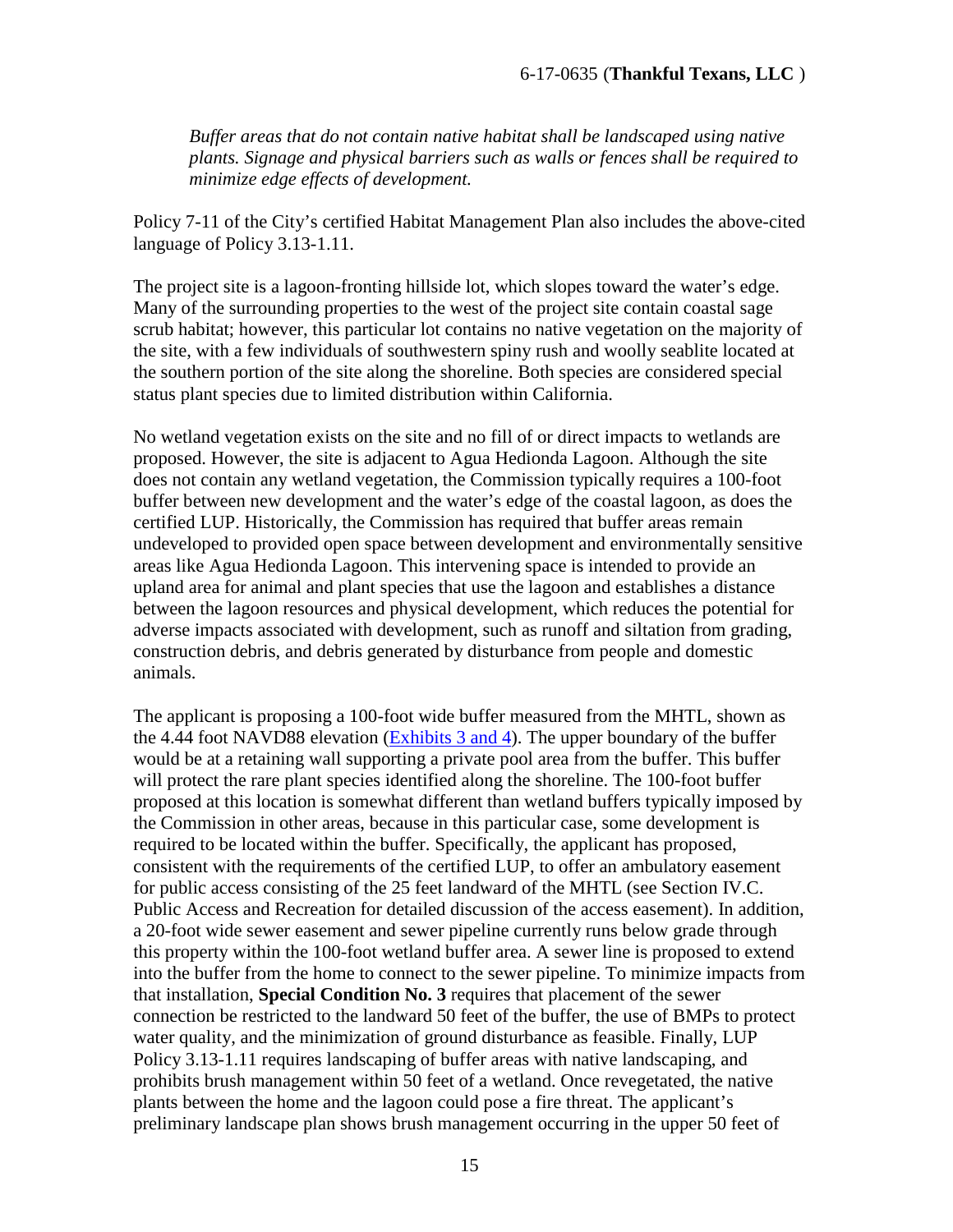*Buffer areas that do not contain native habitat shall be landscaped using native plants. Signage and physical barriers such as walls or fences shall be required to minimize edge effects of development.*

Policy 7-11 of the City's certified Habitat Management Plan also includes the above-cited language of Policy 3.13-1.11.

The project site is a lagoon-fronting hillside lot, which slopes toward the water's edge. Many of the surrounding properties to the west of the project site contain coastal sage scrub habitat; however, this particular lot contains no native vegetation on the majority of the site, with a few individuals of southwestern spiny rush and woolly seablite located at the southern portion of the site along the shoreline. Both species are considered special status plant species due to limited distribution within California.

No wetland vegetation exists on the site and no fill of or direct impacts to wetlands are proposed. However, the site is adjacent to Agua Hedionda Lagoon. Although the site does not contain any wetland vegetation, the Commission typically requires a 100-foot buffer between new development and the water's edge of the coastal lagoon, as does the certified LUP. Historically, the Commission has required that buffer areas remain undeveloped to provided open space between development and environmentally sensitive areas like Agua Hedionda Lagoon. This intervening space is intended to provide an upland area for animal and plant species that use the lagoon and establishes a distance between the lagoon resources and physical development, which reduces the potential for adverse impacts associated with development, such as runoff and siltation from grading, construction debris, and debris generated by disturbance from people and domestic animals.

The applicant is proposing a 100-foot wide buffer measured from the MHTL, shown as the 4.44 foot NAVD88 elevation (Exhibits 3 and 4). The upper boundary of the buffer would be at a retaining wall supporting a private pool area from the buffer. This buffer will protect the rare plant species identified along the shoreline. The 100-foot buffer proposed at this location is somewhat different than wetland buffers typically imposed by the Commission in other areas, because in this particular case, some development is required to be located within the buffer. Specifically, the applicant has proposed, consistent with the requirements of the certified LUP, to offer an ambulatory easement for public access consisting of the 25 feet landward of the MHTL (see Section IV.C. Public Access and Recreation for detailed discussion of the access easement). In addition, a 20-foot wide sewer easement and sewer pipeline currently runs below grade through this property within the 100-foot wetland buffer area. A sewer line is proposed to extend into the buffer from the home to connect to the sewer pipeline. To minimize impacts from that installation, **Special Condition No. 3** requires that placement of the sewer connection be restricted to the landward 50 feet of the buffer, the use of BMPs to protect water quality, and the minimization of ground disturbance as feasible. Finally, LUP Policy 3.13-1.11 requires landscaping of buffer areas with native landscaping, and prohibits brush management within 50 feet of a wetland. Once revegetated, the native plants between the home and the lagoon could pose a fire threat. The applicant's preliminary landscape plan shows brush management occurring in the upper 50 feet of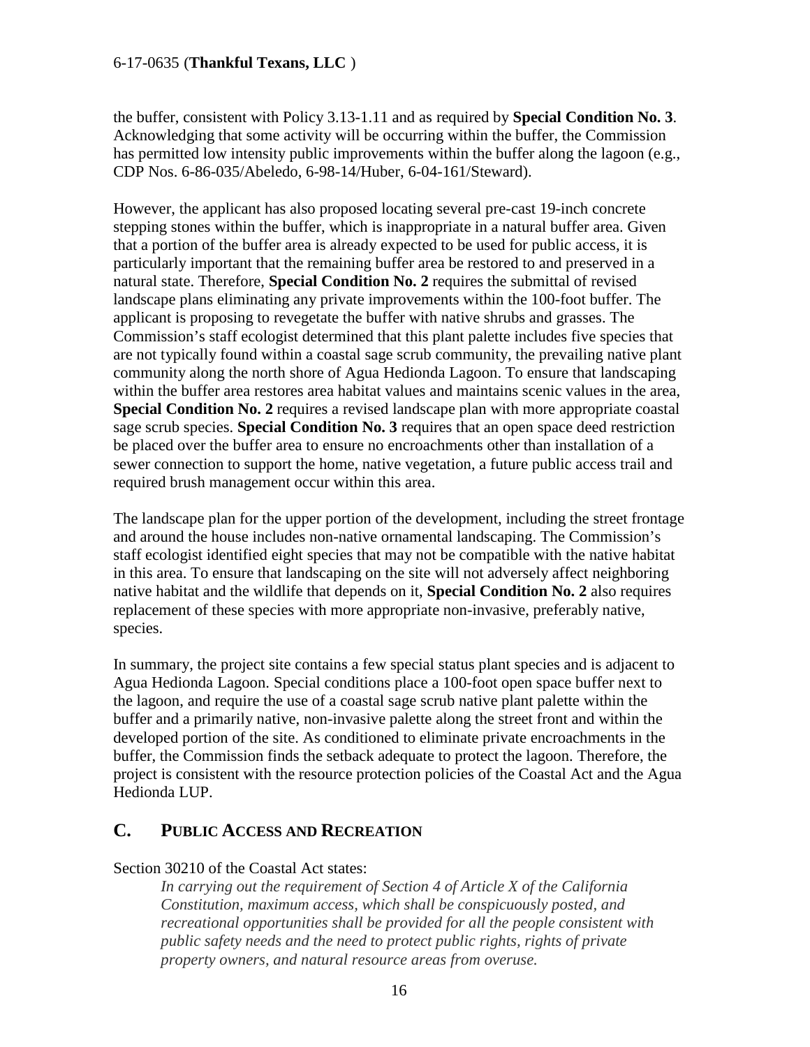the buffer, consistent with Policy 3.13-1.11 and as required by **Special Condition No. 3**. Acknowledging that some activity will be occurring within the buffer, the Commission has permitted low intensity public improvements within the buffer along the lagoon (e.g., CDP Nos. 6-86-035/Abeledo, 6-98-14/Huber, 6-04-161/Steward).

However, the applicant has also proposed locating several pre-cast 19-inch concrete stepping stones within the buffer, which is inappropriate in a natural buffer area. Given that a portion of the buffer area is already expected to be used for public access, it is particularly important that the remaining buffer area be restored to and preserved in a natural state. Therefore, **Special Condition No. 2** requires the submittal of revised landscape plans eliminating any private improvements within the 100-foot buffer. The applicant is proposing to revegetate the buffer with native shrubs and grasses. The Commission's staff ecologist determined that this plant palette includes five species that are not typically found within a coastal sage scrub community, the prevailing native plant community along the north shore of Agua Hedionda Lagoon. To ensure that landscaping within the buffer area restores area habitat values and maintains scenic values in the area, **Special Condition No. 2** requires a revised landscape plan with more appropriate coastal sage scrub species. **Special Condition No. 3** requires that an open space deed restriction be placed over the buffer area to ensure no encroachments other than installation of a sewer connection to support the home, native vegetation, a future public access trail and required brush management occur within this area.

The landscape plan for the upper portion of the development, including the street frontage and around the house includes non-native ornamental landscaping. The Commission's staff ecologist identified eight species that may not be compatible with the native habitat in this area. To ensure that landscaping on the site will not adversely affect neighboring native habitat and the wildlife that depends on it, **Special Condition No. 2** also requires replacement of these species with more appropriate non-invasive, preferably native, species.

In summary, the project site contains a few special status plant species and is adjacent to Agua Hedionda Lagoon. Special conditions place a 100-foot open space buffer next to the lagoon, and require the use of a coastal sage scrub native plant palette within the buffer and a primarily native, non-invasive palette along the street front and within the developed portion of the site. As conditioned to eliminate private encroachments in the buffer, the Commission finds the setback adequate to protect the lagoon. Therefore, the project is consistent with the resource protection policies of the Coastal Act and the Agua Hedionda LUP.

## C. PUBLIC ACCESS AND RECREATION

Section 30210 of the Coastal Act states:

> *In carrying out the requirement of Section 4 of Article X of the California Constitution, maximum access, which shall be conspicuously posted, and recreational opportunities shall be provided for all the people consistent with public safety needs and the need to protect public rights, rights of private property owners, and natural resource areas from overuse.*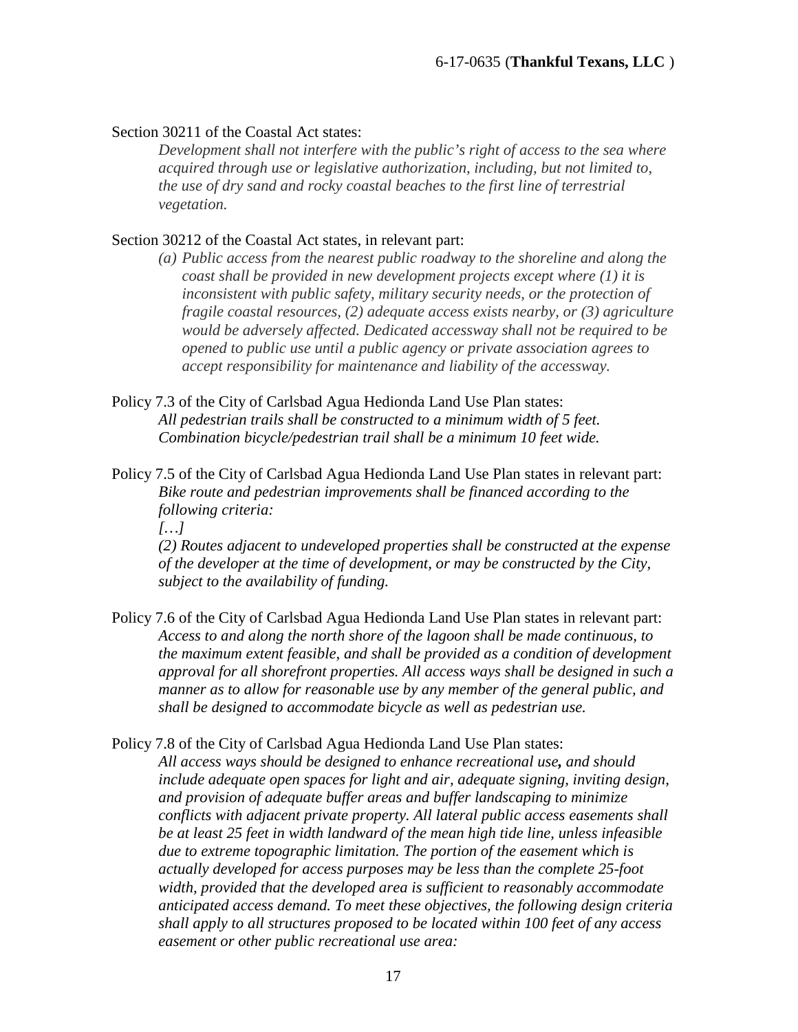Section 30211 of the Coastal Act states:

> *Development shall not interfere with the public's right of access to the sea where acquired through use or legislative authorization, including, but not limited to, the use of dry sand and rocky coastal beaches to the first line of terrestrial vegetation.*

Section 30212 of the Coastal Act states, in relevant part:

> *(a) Public access from the nearest public roadway to the shoreline and along the coast shall be provided in new development projects except where (1) it is inconsistent with public safety, military security needs, or the protection of fragile coastal resources, (2) adequate access exists nearby, or (3) agriculture would be adversely affected. Dedicated accessway shall not be required to be opened to public use until a public agency or private association agrees to accept responsibility for maintenance and liability of the accessway.*

Policy 7.3 of the City of Carlsbad Agua Hedionda Land Use Plan states:

> *All pedestrian trails shall be constructed to a minimum width of 5 feet. Combination bicycle/pedestrian trail shall be a minimum 10 feet wide.*

Policy 7.5 of the City of Carlsbad Agua Hedionda Land Use Plan states in relevant part:

> *Bike route and pedestrian improvements shall be financed according to the following criteria:*
>
> *[…]*
>
> *(2) Routes adjacent to undeveloped properties shall be constructed at the expense of the developer at the time of development, or may be constructed by the City, subject to the availability of funding.*

Policy 7.6 of the City of Carlsbad Agua Hedionda Land Use Plan states in relevant part:

> *Access to and along the north shore of the lagoon shall be made continuous, to the maximum extent feasible, and shall be provided as a condition of development approval for all shorefront properties. All access ways shall be designed in such a manner as to allow for reasonable use by any member of the general public, and shall be designed to accommodate bicycle as well as pedestrian use.*

Policy 7.8 of the City of Carlsbad Agua Hedionda Land Use Plan states:

> *All access ways should be designed to enhance recreational use**,** and should include adequate open spaces for light and air, adequate signing, inviting design, and provision of adequate buffer areas and buffer landscaping to minimize conflicts with adjacent private property. All lateral public access easements shall be at least 25 feet in width landward of the mean high tide line, unless infeasible due to extreme topographic limitation. The portion of the easement which is actually developed for access purposes may be less than the complete 25-foot width, provided that the developed area is sufficient to reasonably accommodate anticipated access demand. To meet these objectives, the following design criteria shall apply to all structures proposed to be located within 100 feet of any access easement or other public recreational use area:*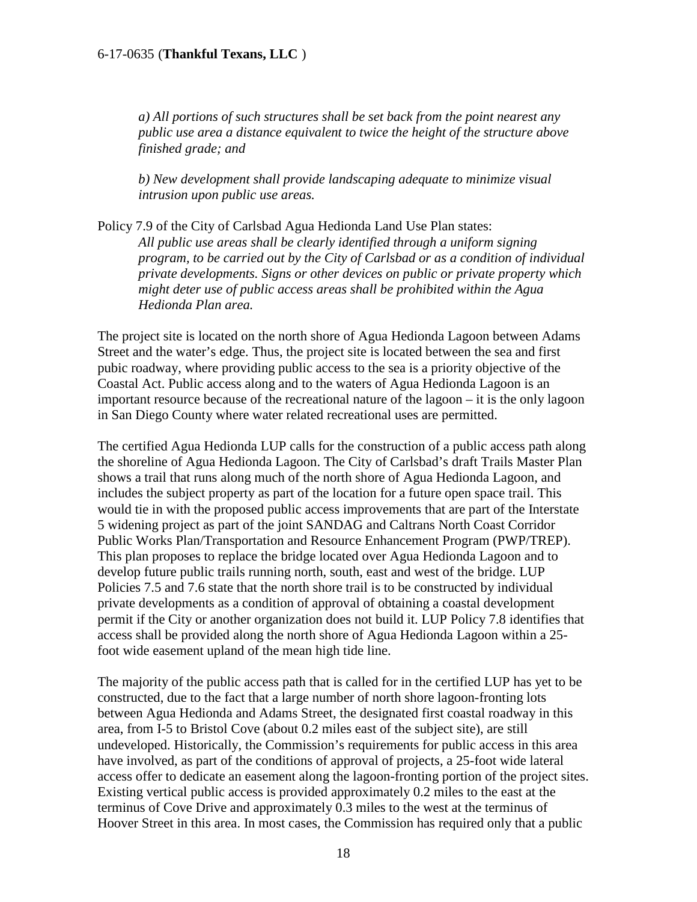*a) All portions of such structures shall be set back from the point nearest any public use area a distance equivalent to twice the height of the structure above finished grade; and*

*b) New development shall provide landscaping adequate to minimize visual intrusion upon public use areas.*

Policy 7.9 of the City of Carlsbad Agua Hedionda Land Use Plan states:

*All public use areas shall be clearly identified through a uniform signing program, to be carried out by the City of Carlsbad or as a condition of individual private developments. Signs or other devices on public or private property which might deter use of public access areas shall be prohibited within the Agua Hedionda Plan area.*

The project site is located on the north shore of Agua Hedionda Lagoon between Adams Street and the water's edge. Thus, the project site is located between the sea and first pubic roadway, where providing public access to the sea is a priority objective of the Coastal Act. Public access along and to the waters of Agua Hedionda Lagoon is an important resource because of the recreational nature of the lagoon – it is the only lagoon in San Diego County where water related recreational uses are permitted.

The certified Agua Hedionda LUP calls for the construction of a public access path along the shoreline of Agua Hedionda Lagoon. The City of Carlsbad's draft Trails Master Plan shows a trail that runs along much of the north shore of Agua Hedionda Lagoon, and includes the subject property as part of the location for a future open space trail. This would tie in with the proposed public access improvements that are part of the Interstate 5 widening project as part of the joint SANDAG and Caltrans North Coast Corridor Public Works Plan/Transportation and Resource Enhancement Program (PWP/TREP). This plan proposes to replace the bridge located over Agua Hedionda Lagoon and to develop future public trails running north, south, east and west of the bridge. LUP Policies 7.5 and 7.6 state that the north shore trail is to be constructed by individual private developments as a condition of approval of obtaining a coastal development permit if the City or another organization does not build it. LUP Policy 7.8 identifies that access shall be provided along the north shore of Agua Hedionda Lagoon within a 25-foot wide easement upland of the mean high tide line.

The majority of the public access path that is called for in the certified LUP has yet to be constructed, due to the fact that a large number of north shore lagoon-fronting lots between Agua Hedionda and Adams Street, the designated first coastal roadway in this area, from I-5 to Bristol Cove (about 0.2 miles east of the subject site), are still undeveloped. Historically, the Commission's requirements for public access in this area have involved, as part of the conditions of approval of projects, a 25-foot wide lateral access offer to dedicate an easement along the lagoon-fronting portion of the project sites. Existing vertical public access is provided approximately 0.2 miles to the east at the terminus of Cove Drive and approximately 0.3 miles to the west at the terminus of Hoover Street in this area. In most cases, the Commission has required only that a public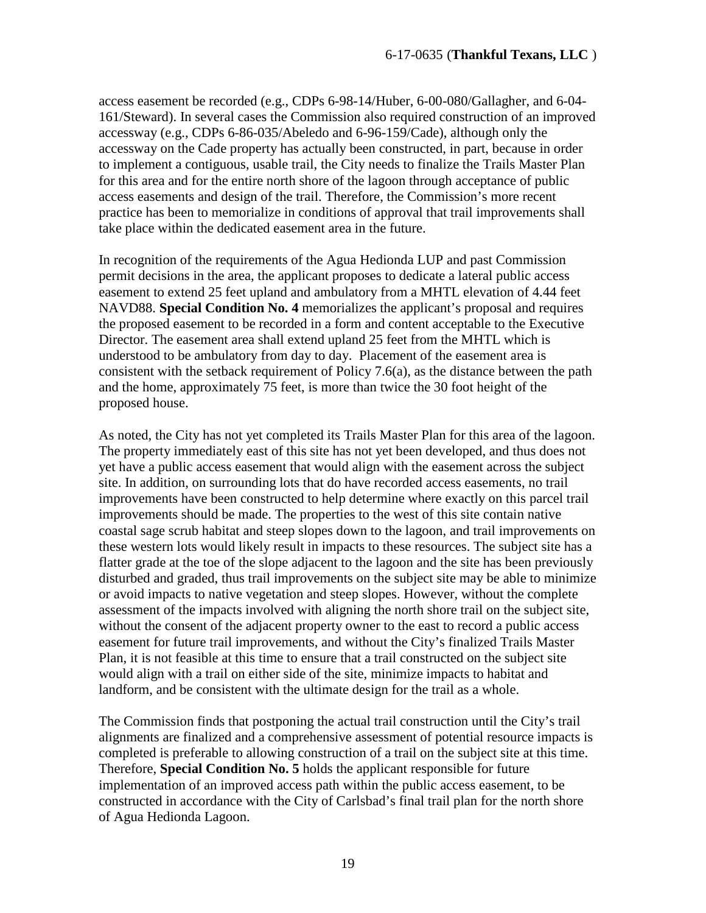access easement be recorded (e.g., CDPs 6-98-14/Huber, 6-00-080/Gallagher, and 6-04-161/Steward). In several cases the Commission also required construction of an improved accessway (e.g., CDPs 6-86-035/Abeledo and 6-96-159/Cade), although only the accessway on the Cade property has actually been constructed, in part, because in order to implement a contiguous, usable trail, the City needs to finalize the Trails Master Plan for this area and for the entire north shore of the lagoon through acceptance of public access easements and design of the trail. Therefore, the Commission's more recent practice has been to memorialize in conditions of approval that trail improvements shall take place within the dedicated easement area in the future.

In recognition of the requirements of the Agua Hedionda LUP and past Commission permit decisions in the area, the applicant proposes to dedicate a lateral public access easement to extend 25 feet upland and ambulatory from a MHTL elevation of 4.44 feet NAVD88. **Special Condition No. 4** memorializes the applicant's proposal and requires the proposed easement to be recorded in a form and content acceptable to the Executive Director. The easement area shall extend upland 25 feet from the MHTL which is understood to be ambulatory from day to day. Placement of the easement area is consistent with the setback requirement of Policy 7.6(a), as the distance between the path and the home, approximately 75 feet, is more than twice the 30 foot height of the proposed house.

As noted, the City has not yet completed its Trails Master Plan for this area of the lagoon. The property immediately east of this site has not yet been developed, and thus does not yet have a public access easement that would align with the easement across the subject site. In addition, on surrounding lots that do have recorded access easements, no trail improvements have been constructed to help determine where exactly on this parcel trail improvements should be made. The properties to the west of this site contain native coastal sage scrub habitat and steep slopes down to the lagoon, and trail improvements on these western lots would likely result in impacts to these resources. The subject site has a flatter grade at the toe of the slope adjacent to the lagoon and the site has been previously disturbed and graded, thus trail improvements on the subject site may be able to minimize or avoid impacts to native vegetation and steep slopes. However, without the complete assessment of the impacts involved with aligning the north shore trail on the subject site, without the consent of the adjacent property owner to the east to record a public access easement for future trail improvements, and without the City's finalized Trails Master Plan, it is not feasible at this time to ensure that a trail constructed on the subject site would align with a trail on either side of the site, minimize impacts to habitat and landform, and be consistent with the ultimate design for the trail as a whole.

The Commission finds that postponing the actual trail construction until the City's trail alignments are finalized and a comprehensive assessment of potential resource impacts is completed is preferable to allowing construction of a trail on the subject site at this time. Therefore, **Special Condition No. 5** holds the applicant responsible for future implementation of an improved access path within the public access easement, to be constructed in accordance with the City of Carlsbad's final trail plan for the north shore of Agua Hedionda Lagoon.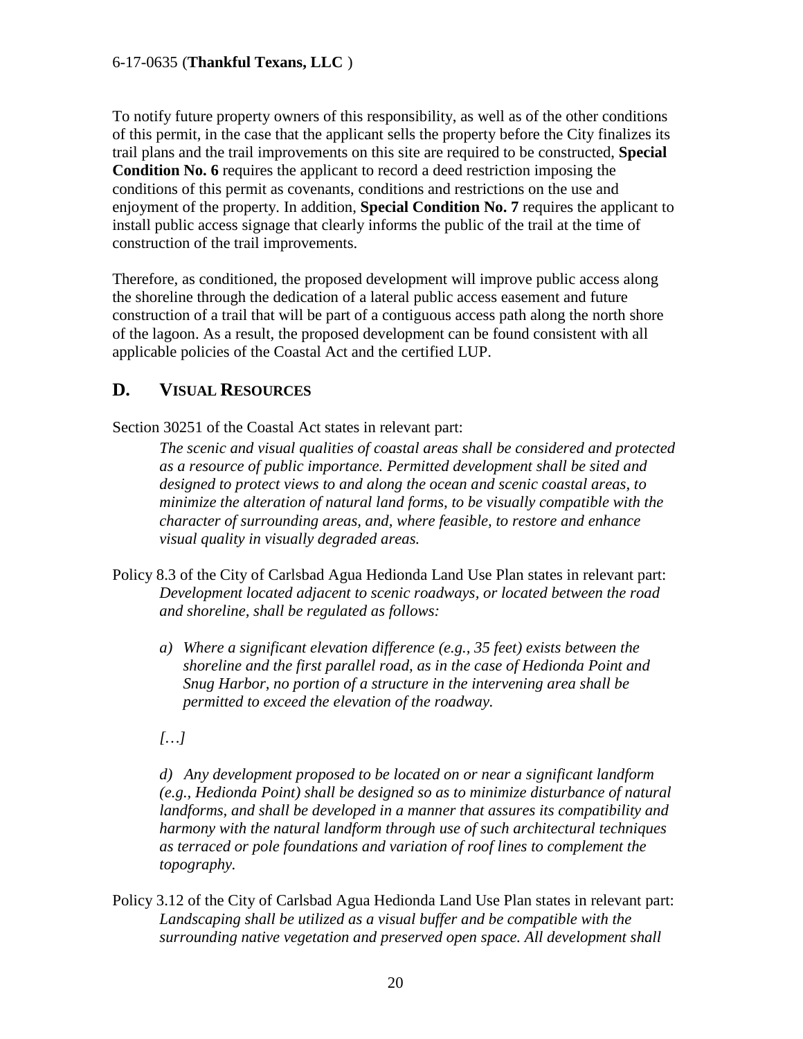To notify future property owners of this responsibility, as well as of the other conditions of this permit, in the case that the applicant sells the property before the City finalizes its trail plans and the trail improvements on this site are required to be constructed, **Special Condition No. 6** requires the applicant to record a deed restriction imposing the conditions of this permit as covenants, conditions and restrictions on the use and enjoyment of the property. In addition, **Special Condition No. 7** requires the applicant to install public access signage that clearly informs the public of the trail at the time of construction of the trail improvements.

Therefore, as conditioned, the proposed development will improve public access along the shoreline through the dedication of a lateral public access easement and future construction of a trail that will be part of a contiguous access path along the north shore of the lagoon. As a result, the proposed development can be found consistent with all applicable policies of the Coastal Act and the certified LUP.

## D. VISUAL RESOURCES

Section 30251 of the Coastal Act states in relevant part:

> *The scenic and visual qualities of coastal areas shall be considered and protected as a resource of public importance. Permitted development shall be sited and designed to protect views to and along the ocean and scenic coastal areas, to minimize the alteration of natural land forms, to be visually compatible with the character of surrounding areas, and, where feasible, to restore and enhance visual quality in visually degraded areas.*

Policy 8.3 of the City of Carlsbad Agua Hedionda Land Use Plan states in relevant part:

> *Development located adjacent to scenic roadways, or located between the road and shoreline, shall be regulated as follows:*
>
> *a) Where a significant elevation difference (e.g., 35 feet) exists between the shoreline and the first parallel road, as in the case of Hedionda Point and Snug Harbor, no portion of a structure in the intervening area shall be permitted to exceed the elevation of the roadway.*
>
> *[…]*
>
> *d) Any development proposed to be located on or near a significant landform (e.g., Hedionda Point) shall be designed so as to minimize disturbance of natural landforms, and shall be developed in a manner that assures its compatibility and harmony with the natural landform through use of such architectural techniques as terraced or pole foundations and variation of roof lines to complement the topography.*

Policy 3.12 of the City of Carlsbad Agua Hedionda Land Use Plan states in relevant part:

> *Landscaping shall be utilized as a visual buffer and be compatible with the surrounding native vegetation and preserved open space. All development shall*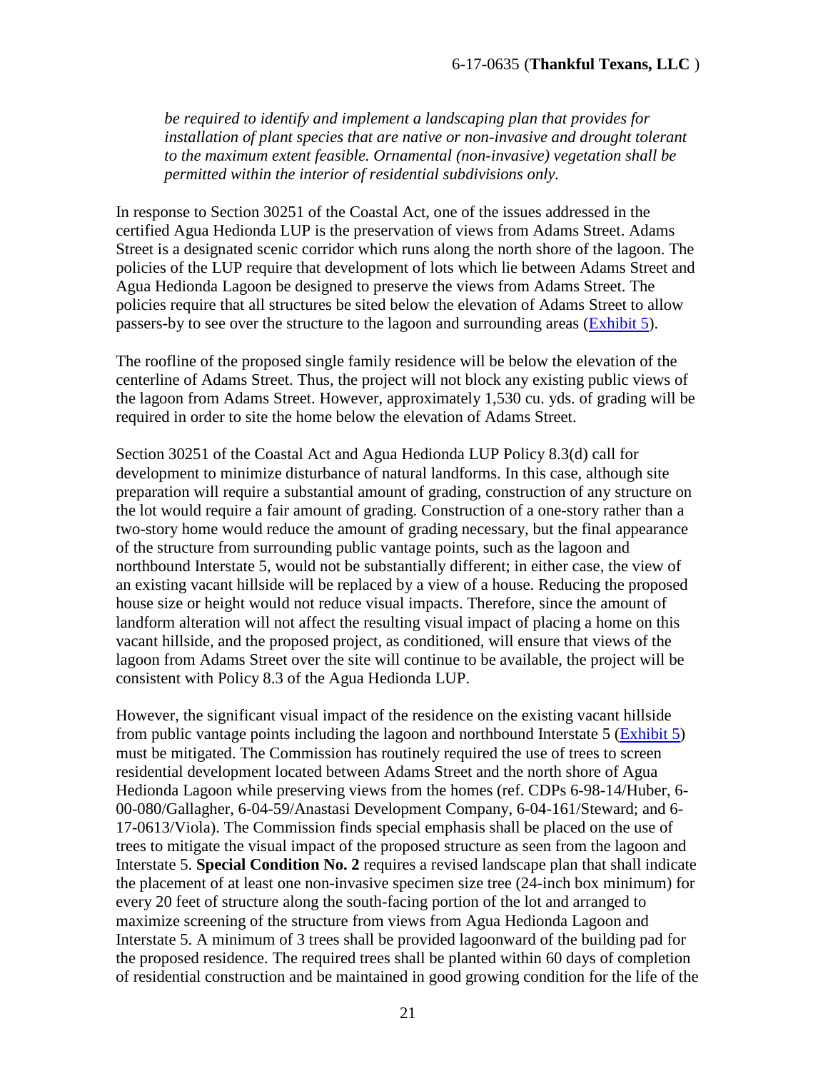*be required to identify and implement a landscaping plan that provides for installation of plant species that are native or non-invasive and drought tolerant to the maximum extent feasible. Ornamental (non-invasive) vegetation shall be permitted within the interior of residential subdivisions only.*

In response to Section 30251 of the Coastal Act, one of the issues addressed in the certified Agua Hedionda LUP is the preservation of views from Adams Street. Adams Street is a designated scenic corridor which runs along the north shore of the lagoon. The policies of the LUP require that development of lots which lie between Adams Street and Agua Hedionda Lagoon be designed to preserve the views from Adams Street. The policies require that all structures be sited below the elevation of Adams Street to allow passers-by to see over the structure to the lagoon and surrounding areas (Exhibit 5).

The roofline of the proposed single family residence will be below the elevation of the centerline of Adams Street. Thus, the project will not block any existing public views of the lagoon from Adams Street. However, approximately 1,530 cu. yds. of grading will be required in order to site the home below the elevation of Adams Street.

Section 30251 of the Coastal Act and Agua Hedionda LUP Policy 8.3(d) call for development to minimize disturbance of natural landforms. In this case, although site preparation will require a substantial amount of grading, construction of any structure on the lot would require a fair amount of grading. Construction of a one-story rather than a two-story home would reduce the amount of grading necessary, but the final appearance of the structure from surrounding public vantage points, such as the lagoon and northbound Interstate 5, would not be substantially different; in either case, the view of an existing vacant hillside will be replaced by a view of a house. Reducing the proposed house size or height would not reduce visual impacts. Therefore, since the amount of landform alteration will not affect the resulting visual impact of placing a home on this vacant hillside, and the proposed project, as conditioned, will ensure that views of the lagoon from Adams Street over the site will continue to be available, the project will be consistent with Policy 8.3 of the Agua Hedionda LUP.

However, the significant visual impact of the residence on the existing vacant hillside from public vantage points including the lagoon and northbound Interstate 5 (Exhibit 5) must be mitigated. The Commission has routinely required the use of trees to screen residential development located between Adams Street and the north shore of Agua Hedionda Lagoon while preserving views from the homes (ref. CDPs 6-98-14/Huber, 6-00-080/Gallagher, 6-04-59/Anastasi Development Company, 6-04-161/Steward; and 6-17-0613/Viola). The Commission finds special emphasis shall be placed on the use of trees to mitigate the visual impact of the proposed structure as seen from the lagoon and Interstate 5. **Special Condition No. 2** requires a revised landscape plan that shall indicate the placement of at least one non-invasive specimen size tree (24-inch box minimum) for every 20 feet of structure along the south-facing portion of the lot and arranged to maximize screening of the structure from views from Agua Hedionda Lagoon and Interstate 5. A minimum of 3 trees shall be provided lagoonward of the building pad for the proposed residence. The required trees shall be planted within 60 days of completion of residential construction and be maintained in good growing condition for the life of the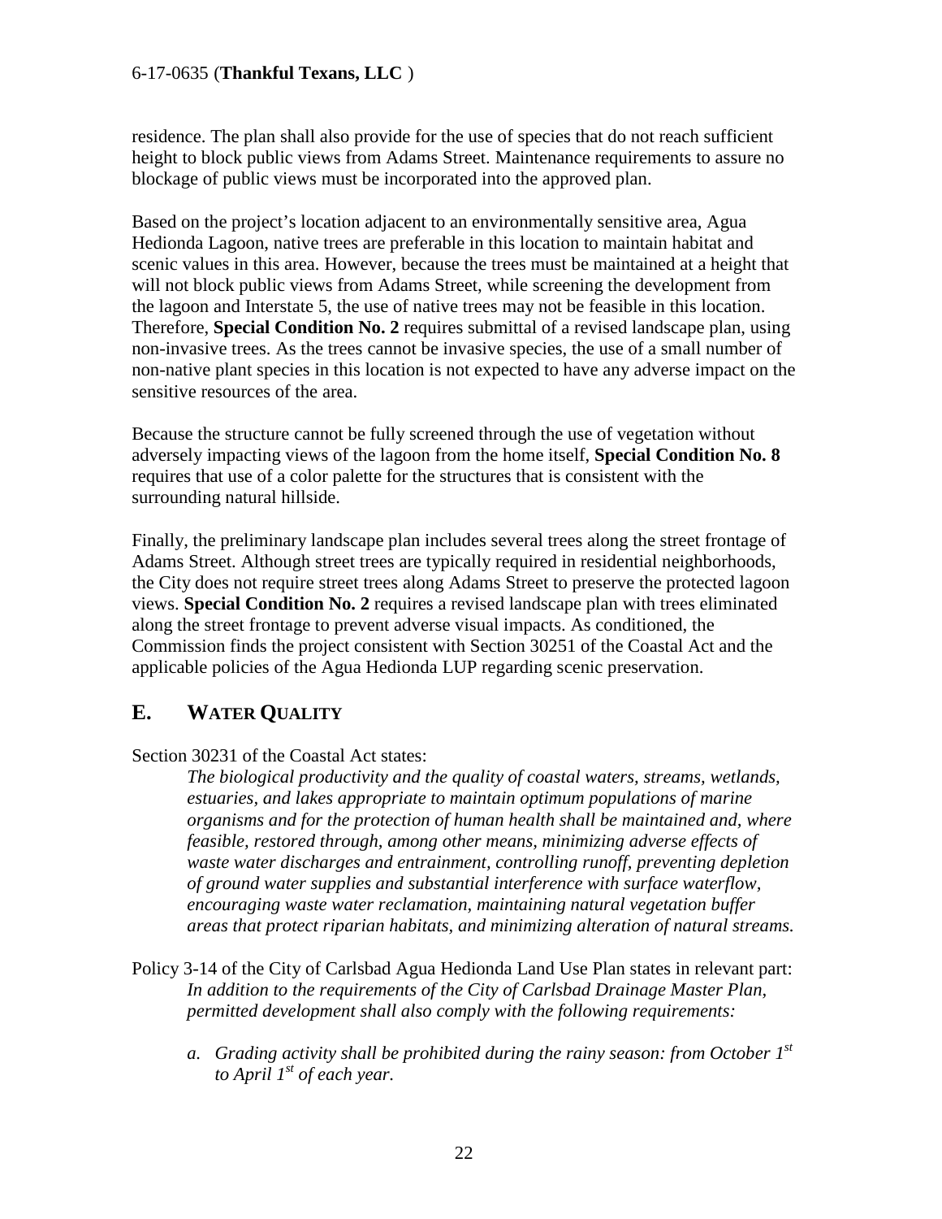residence. The plan shall also provide for the use of species that do not reach sufficient height to block public views from Adams Street. Maintenance requirements to assure no blockage of public views must be incorporated into the approved plan.

Based on the project's location adjacent to an environmentally sensitive area, Agua Hedionda Lagoon, native trees are preferable in this location to maintain habitat and scenic values in this area. However, because the trees must be maintained at a height that will not block public views from Adams Street, while screening the development from the lagoon and Interstate 5, the use of native trees may not be feasible in this location. Therefore, **Special Condition No. 2** requires submittal of a revised landscape plan, using non-invasive trees. As the trees cannot be invasive species, the use of a small number of non-native plant species in this location is not expected to have any adverse impact on the sensitive resources of the area.

Because the structure cannot be fully screened through the use of vegetation without adversely impacting views of the lagoon from the home itself, **Special Condition No. 8** requires that use of a color palette for the structures that is consistent with the surrounding natural hillside.

Finally, the preliminary landscape plan includes several trees along the street frontage of Adams Street. Although street trees are typically required in residential neighborhoods, the City does not require street trees along Adams Street to preserve the protected lagoon views. **Special Condition No. 2** requires a revised landscape plan with trees eliminated along the street frontage to prevent adverse visual impacts. As conditioned, the Commission finds the project consistent with Section 30251 of the Coastal Act and the applicable policies of the Agua Hedionda LUP regarding scenic preservation.

## E. WATER QUALITY

Section 30231 of the Coastal Act states:

*The biological productivity and the quality of coastal waters, streams, wetlands, estuaries, and lakes appropriate to maintain optimum populations of marine organisms and for the protection of human health shall be maintained and, where feasible, restored through, among other means, minimizing adverse effects of waste water discharges and entrainment, controlling runoff, preventing depletion of ground water supplies and substantial interference with surface waterflow, encouraging waste water reclamation, maintaining natural vegetation buffer areas that protect riparian habitats, and minimizing alteration of natural streams.*

Policy 3-14 of the City of Carlsbad Agua Hedionda Land Use Plan states in relevant part:

*In addition to the requirements of the City of Carlsbad Drainage Master Plan, permitted development shall also comply with the following requirements:*

*a. Grading activity shall be prohibited during the rainy season: from October 1st to April 1st of each year.*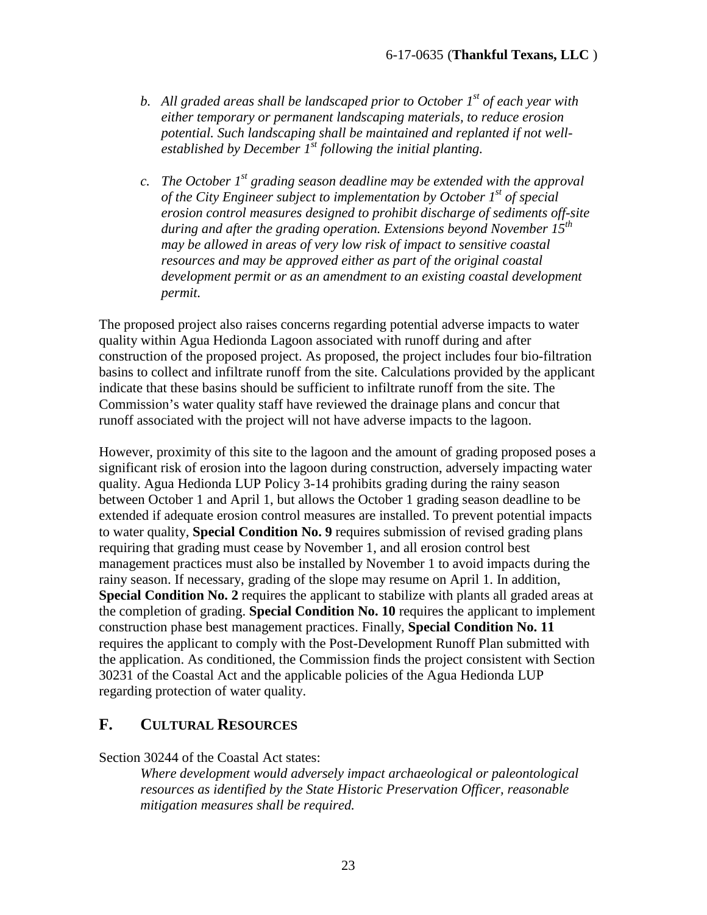*b. All graded areas shall be landscaped prior to October 1st of each year with either temporary or permanent landscaping materials, to reduce erosion potential. Such landscaping shall be maintained and replanted if not well-established by December 1st following the initial planting.*

*c. The October 1st grading season deadline may be extended with the approval of the City Engineer subject to implementation by October 1st of special erosion control measures designed to prohibit discharge of sediments off-site during and after the grading operation. Extensions beyond November 15th may be allowed in areas of very low risk of impact to sensitive coastal resources and may be approved either as part of the original coastal development permit or as an amendment to an existing coastal development permit.*

The proposed project also raises concerns regarding potential adverse impacts to water quality within Agua Hedionda Lagoon associated with runoff during and after construction of the proposed project. As proposed, the project includes four bio-filtration basins to collect and infiltrate runoff from the site. Calculations provided by the applicant indicate that these basins should be sufficient to infiltrate runoff from the site. The Commission's water quality staff have reviewed the drainage plans and concur that runoff associated with the project will not have adverse impacts to the lagoon.

However, proximity of this site to the lagoon and the amount of grading proposed poses a significant risk of erosion into the lagoon during construction, adversely impacting water quality. Agua Hedionda LUP Policy 3-14 prohibits grading during the rainy season between October 1 and April 1, but allows the October 1 grading season deadline to be extended if adequate erosion control measures are installed. To prevent potential impacts to water quality, **Special Condition No. 9** requires submission of revised grading plans requiring that grading must cease by November 1, and all erosion control best management practices must also be installed by November 1 to avoid impacts during the rainy season. If necessary, grading of the slope may resume on April 1. In addition, **Special Condition No. 2** requires the applicant to stabilize with plants all graded areas at the completion of grading. **Special Condition No. 10** requires the applicant to implement construction phase best management practices. Finally, **Special Condition No. 11** requires the applicant to comply with the Post-Development Runoff Plan submitted with the application. As conditioned, the Commission finds the project consistent with Section 30231 of the Coastal Act and the applicable policies of the Agua Hedionda LUP regarding protection of water quality.

## F. CULTURAL RESOURCES

Section 30244 of the Coastal Act states:

*Where development would adversely impact archaeological or paleontological resources as identified by the State Historic Preservation Officer, reasonable mitigation measures shall be required.*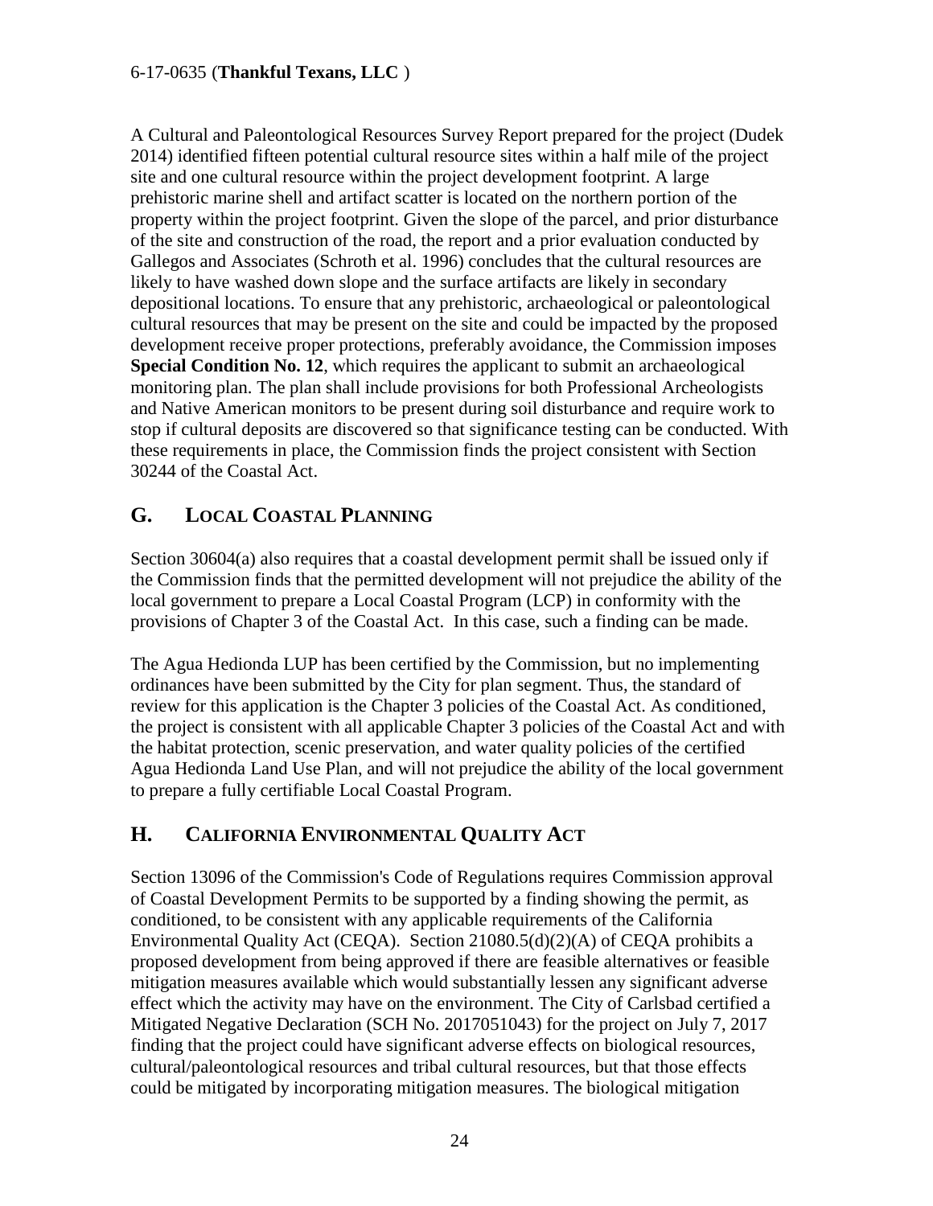A Cultural and Paleontological Resources Survey Report prepared for the project (Dudek 2014) identified fifteen potential cultural resource sites within a half mile of the project site and one cultural resource within the project development footprint. A large prehistoric marine shell and artifact scatter is located on the northern portion of the property within the project footprint. Given the slope of the parcel, and prior disturbance of the site and construction of the road, the report and a prior evaluation conducted by Gallegos and Associates (Schroth et al. 1996) concludes that the cultural resources are likely to have washed down slope and the surface artifacts are likely in secondary depositional locations. To ensure that any prehistoric, archaeological or paleontological cultural resources that may be present on the site and could be impacted by the proposed development receive proper protections, preferably avoidance, the Commission imposes **Special Condition No. 12**, which requires the applicant to submit an archaeological monitoring plan. The plan shall include provisions for both Professional Archeologists and Native American monitors to be present during soil disturbance and require work to stop if cultural deposits are discovered so that significance testing can be conducted. With these requirements in place, the Commission finds the project consistent with Section 30244 of the Coastal Act.

## G. LOCAL COASTAL PLANNING

Section 30604(a) also requires that a coastal development permit shall be issued only if the Commission finds that the permitted development will not prejudice the ability of the local government to prepare a Local Coastal Program (LCP) in conformity with the provisions of Chapter 3 of the Coastal Act. In this case, such a finding can be made.

The Agua Hedionda LUP has been certified by the Commission, but no implementing ordinances have been submitted by the City for plan segment. Thus, the standard of review for this application is the Chapter 3 policies of the Coastal Act. As conditioned, the project is consistent with all applicable Chapter 3 policies of the Coastal Act and with the habitat protection, scenic preservation, and water quality policies of the certified Agua Hedionda Land Use Plan, and will not prejudice the ability of the local government to prepare a fully certifiable Local Coastal Program.

## H. CALIFORNIA ENVIRONMENTAL QUALITY ACT

Section 13096 of the Commission's Code of Regulations requires Commission approval of Coastal Development Permits to be supported by a finding showing the permit, as conditioned, to be consistent with any applicable requirements of the California Environmental Quality Act (CEQA). Section 21080.5(d)(2)(A) of CEQA prohibits a proposed development from being approved if there are feasible alternatives or feasible mitigation measures available which would substantially lessen any significant adverse effect which the activity may have on the environment. The City of Carlsbad certified a Mitigated Negative Declaration (SCH No. 2017051043) for the project on July 7, 2017 finding that the project could have significant adverse effects on biological resources, cultural/paleontological resources and tribal cultural resources, but that those effects could be mitigated by incorporating mitigation measures. The biological mitigation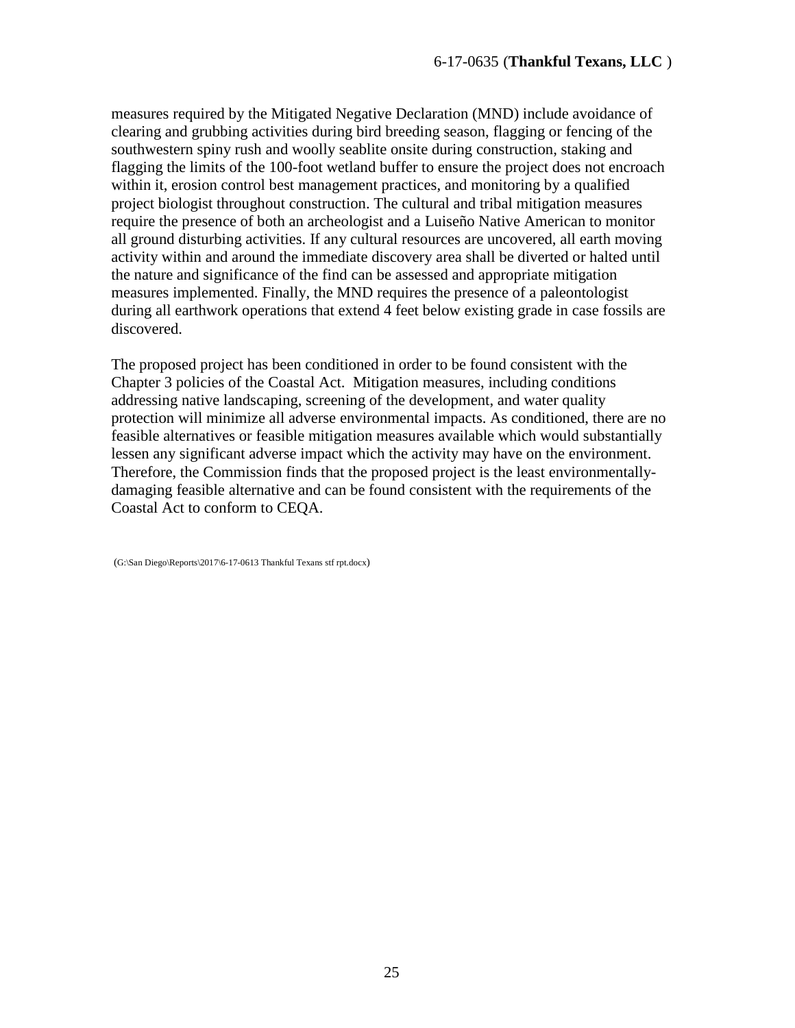measures required by the Mitigated Negative Declaration (MND) include avoidance of clearing and grubbing activities during bird breeding season, flagging or fencing of the southwestern spiny rush and woolly seablite onsite during construction, staking and flagging the limits of the 100-foot wetland buffer to ensure the project does not encroach within it, erosion control best management practices, and monitoring by a qualified project biologist throughout construction. The cultural and tribal mitigation measures require the presence of both an archeologist and a Luiseño Native American to monitor all ground disturbing activities. If any cultural resources are uncovered, all earth moving activity within and around the immediate discovery area shall be diverted or halted until the nature and significance of the find can be assessed and appropriate mitigation measures implemented. Finally, the MND requires the presence of a paleontologist during all earthwork operations that extend 4 feet below existing grade in case fossils are discovered.

The proposed project has been conditioned in order to be found consistent with the Chapter 3 policies of the Coastal Act. Mitigation measures, including conditions addressing native landscaping, screening of the development, and water quality protection will minimize all adverse environmental impacts. As conditioned, there are no feasible alternatives or feasible mitigation measures available which would substantially lessen any significant adverse impact which the activity may have on the environment. Therefore, the Commission finds that the proposed project is the least environmentally-damaging feasible alternative and can be found consistent with the requirements of the Coastal Act to conform to CEQA.

(G:\San Diego\Reports\2017\6-17-0613 Thankful Texans stf rpt.docx)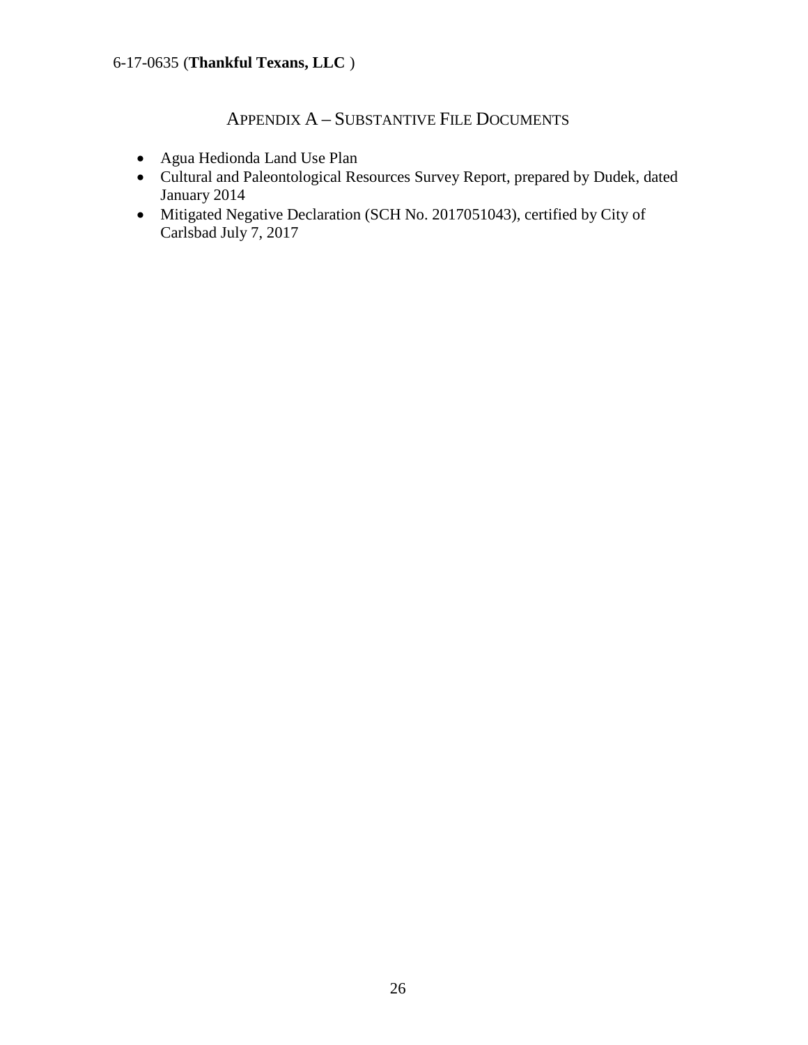## APPENDIX A – SUBSTANTIVE FILE DOCUMENTS

- Agua Hedionda Land Use Plan
- Cultural and Paleontological Resources Survey Report, prepared by Dudek, dated January 2014
- Mitigated Negative Declaration (SCH No. 2017051043), certified by City of Carlsbad July 7, 2017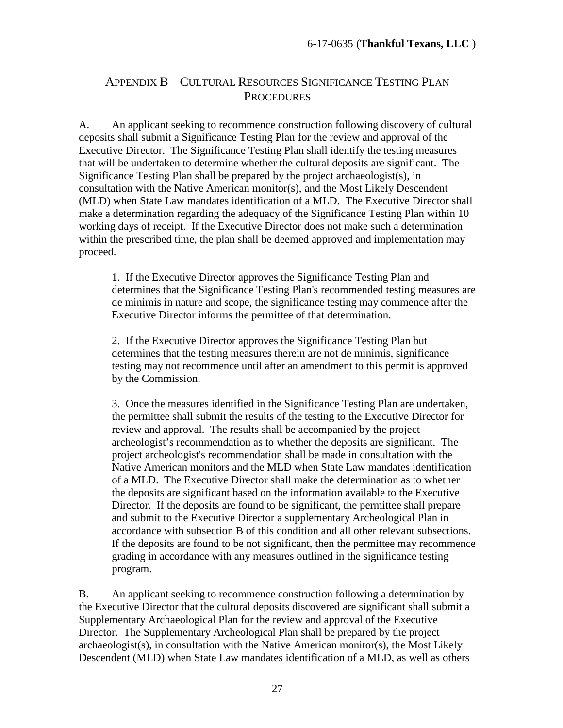## APPENDIX B – CULTURAL RESOURCES SIGNIFICANCE TESTING PLAN PROCEDURES

A. An applicant seeking to recommence construction following discovery of cultural deposits shall submit a Significance Testing Plan for the review and approval of the Executive Director. The Significance Testing Plan shall identify the testing measures that will be undertaken to determine whether the cultural deposits are significant. The Significance Testing Plan shall be prepared by the project archaeologist(s), in consultation with the Native American monitor(s), and the Most Likely Descendent (MLD) when State Law mandates identification of a MLD. The Executive Director shall make a determination regarding the adequacy of the Significance Testing Plan within 10 working days of receipt. If the Executive Director does not make such a determination within the prescribed time, the plan shall be deemed approved and implementation may proceed.

1. If the Executive Director approves the Significance Testing Plan and determines that the Significance Testing Plan's recommended testing measures are de minimis in nature and scope, the significance testing may commence after the Executive Director informs the permittee of that determination.

2. If the Executive Director approves the Significance Testing Plan but determines that the testing measures therein are not de minimis, significance testing may not recommence until after an amendment to this permit is approved by the Commission.

3. Once the measures identified in the Significance Testing Plan are undertaken, the permittee shall submit the results of the testing to the Executive Director for review and approval. The results shall be accompanied by the project archeologist's recommendation as to whether the deposits are significant. The project archeologist's recommendation shall be made in consultation with the Native American monitors and the MLD when State Law mandates identification of a MLD. The Executive Director shall make the determination as to whether the deposits are significant based on the information available to the Executive Director. If the deposits are found to be significant, the permittee shall prepare and submit to the Executive Director a supplementary Archeological Plan in accordance with subsection B of this condition and all other relevant subsections. If the deposits are found to be not significant, then the permittee may recommence grading in accordance with any measures outlined in the significance testing program.

B. An applicant seeking to recommence construction following a determination by the Executive Director that the cultural deposits discovered are significant shall submit a Supplementary Archaeological Plan for the review and approval of the Executive Director. The Supplementary Archeological Plan shall be prepared by the project archaeologist(s), in consultation with the Native American monitor(s), the Most Likely Descendent (MLD) when State Law mandates identification of a MLD, as well as others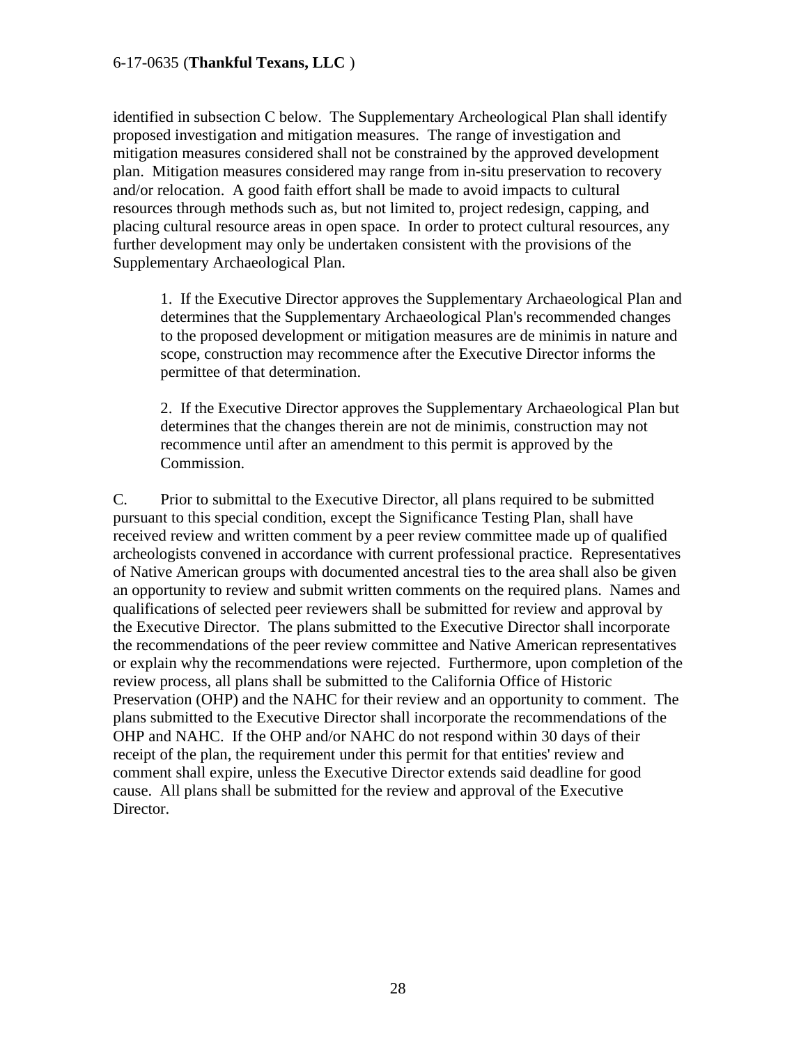identified in subsection C below. The Supplementary Archeological Plan shall identify proposed investigation and mitigation measures. The range of investigation and mitigation measures considered shall not be constrained by the approved development plan. Mitigation measures considered may range from in-situ preservation to recovery and/or relocation. A good faith effort shall be made to avoid impacts to cultural resources through methods such as, but not limited to, project redesign, capping, and placing cultural resource areas in open space. In order to protect cultural resources, any further development may only be undertaken consistent with the provisions of the Supplementary Archaeological Plan.

1. If the Executive Director approves the Supplementary Archaeological Plan and determines that the Supplementary Archaeological Plan's recommended changes to the proposed development or mitigation measures are de minimis in nature and scope, construction may recommence after the Executive Director informs the permittee of that determination.

2. If the Executive Director approves the Supplementary Archaeological Plan but determines that the changes therein are not de minimis, construction may not recommence until after an amendment to this permit is approved by the Commission.

C. Prior to submittal to the Executive Director, all plans required to be submitted pursuant to this special condition, except the Significance Testing Plan, shall have received review and written comment by a peer review committee made up of qualified archeologists convened in accordance with current professional practice. Representatives of Native American groups with documented ancestral ties to the area shall also be given an opportunity to review and submit written comments on the required plans. Names and qualifications of selected peer reviewers shall be submitted for review and approval by the Executive Director. The plans submitted to the Executive Director shall incorporate the recommendations of the peer review committee and Native American representatives or explain why the recommendations were rejected. Furthermore, upon completion of the review process, all plans shall be submitted to the California Office of Historic Preservation (OHP) and the NAHC for their review and an opportunity to comment. The plans submitted to the Executive Director shall incorporate the recommendations of the OHP and NAHC. If the OHP and/or NAHC do not respond within 30 days of their receipt of the plan, the requirement under this permit for that entities' review and comment shall expire, unless the Executive Director extends said deadline for good cause. All plans shall be submitted for the review and approval of the Executive Director.